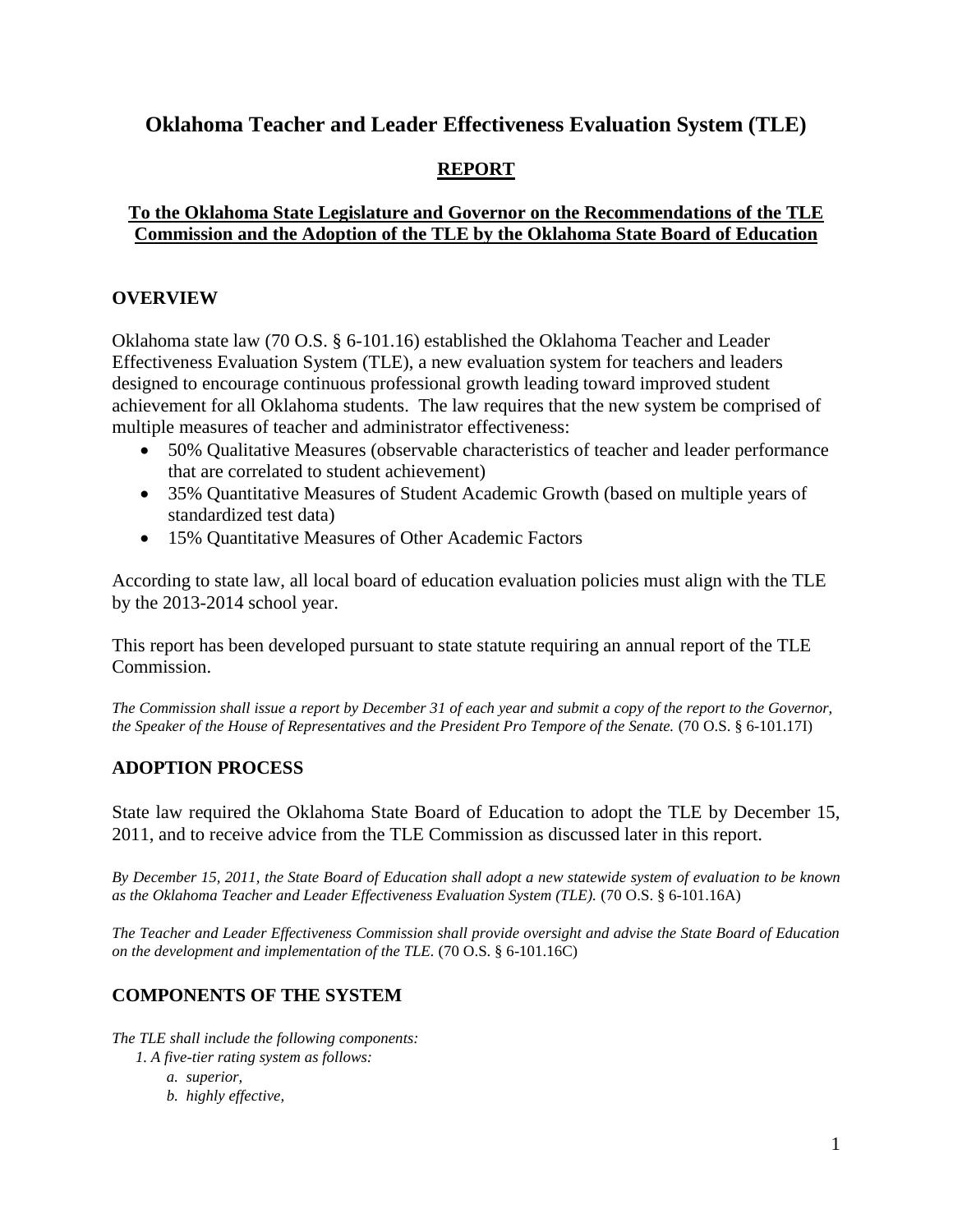# Oklahoma Teacher and Leader Effectiveness Evaluation System (TLE)

## REPORT

### To the Oklahoma State Legislature and Governor on the Recommendations of the TLE Commission and the Adoption of the TLE by the Oklahoma State Board of Education

## OVERVIEW

Oklahoma state law (70 O.S. § 6-101.16) established the Oklahoma Teacher and Leader Effectiveness Evaluation System (TLE), a new evaluation system for teachers and leaders designed to encourage continuous professional growth leading toward improved student achievement for all Oklahoma students. The law requires that the new system be comprised of multiple measures of teacher and administrator effectiveness:

- 50% Qualitative Measures (observable characteristics of teacher and leader performance that are correlated to student achievement)
- 35% Quantitative Measures of Student Academic Growth (based on multiple years of standardized test data)
- 15% Quantitative Measures of Other Academic Factors

According to state law, all local board of education evaluation policies must align with the TLE by the 2013-2014 school year.

This report has been developed pursuant to state statute requiring an annual report of the TLE Commission.

*The Commission shall issue a report by December 31 of each year and submit a copy of the report to the Governor, the Speaker of the House of Representatives and the President Pro Tempore of the Senate.* (70 O.S. § 6-101.17I)

## ADOPTION PROCESS

State law required the Oklahoma State Board of Education to adopt the TLE by December 15, 2011, and to receive advice from the TLE Commission as discussed later in this report.

*By December 15, 2011, the State Board of Education shall adopt a new statewide system of evaluation to be known as the Oklahoma Teacher and Leader Effectiveness Evaluation System (TLE).* (70 O.S. § 6-101.16A)

*The Teacher and Leader Effectiveness Commission shall provide oversight and advise the State Board of Education on the development and implementation of the TLE.* (70 O.S. § 6-101.16C)

## COMPONENTS OF THE SYSTEM

*The TLE shall include the following components:*

*1. A five-tier rating system as follows:*

*a. superior,*

*b. highly effective,*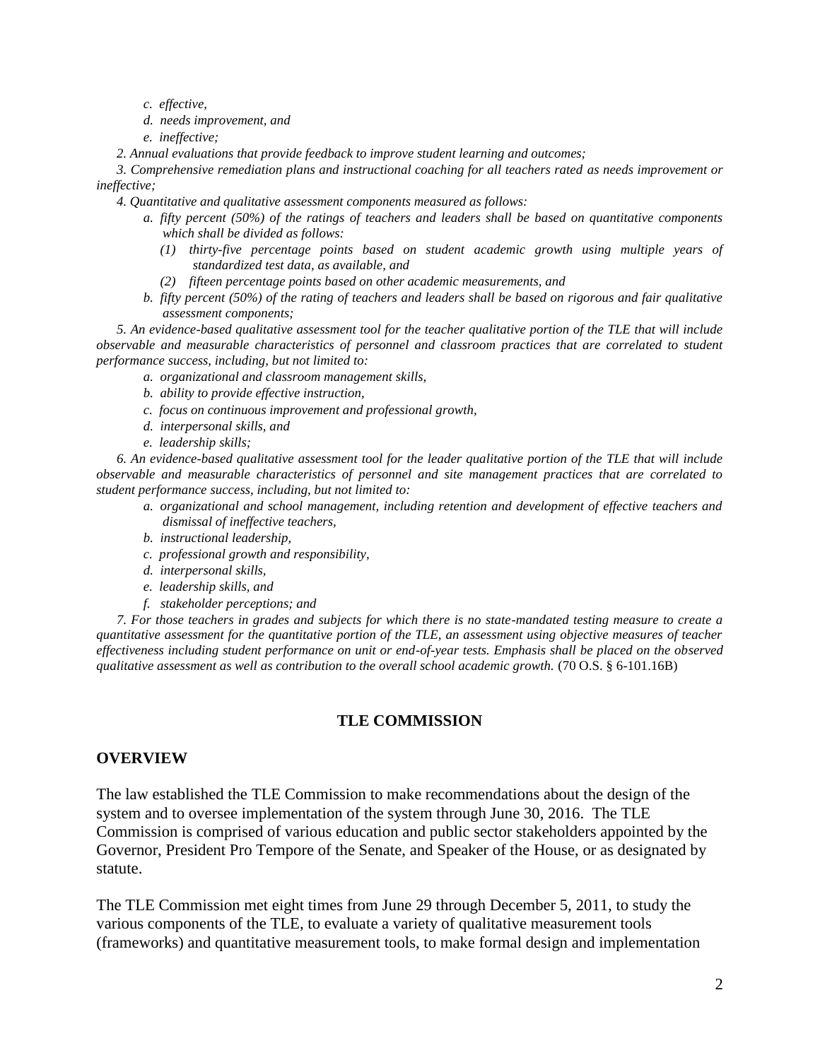*c. effective,*

*d. needs improvement, and*

*e. ineffective;*

*2. Annual evaluations that provide feedback to improve student learning and outcomes;*

*3. Comprehensive remediation plans and instructional coaching for all teachers rated as needs improvement or ineffective;*

*4. Quantitative and qualitative assessment components measured as follows:*

*a. fifty percent (50%) of the ratings of teachers and leaders shall be based on quantitative components which shall be divided as follows:*

*(1) thirty-five percentage points based on student academic growth using multiple years of standardized test data, as available, and*

*(2) fifteen percentage points based on other academic measurements, and*

*b. fifty percent (50%) of the rating of teachers and leaders shall be based on rigorous and fair qualitative assessment components;*

*5. An evidence-based qualitative assessment tool for the teacher qualitative portion of the TLE that will include observable and measurable characteristics of personnel and classroom practices that are correlated to student performance success, including, but not limited to:*

*a. organizational and classroom management skills,*

*b. ability to provide effective instruction,*

*c. focus on continuous improvement and professional growth,*

*d. interpersonal skills, and*

*e. leadership skills;*

*6. An evidence-based qualitative assessment tool for the leader qualitative portion of the TLE that will include observable and measurable characteristics of personnel and site management practices that are correlated to student performance success, including, but not limited to:*

*a. organizational and school management, including retention and development of effective teachers and dismissal of ineffective teachers,*

*b. instructional leadership,*

*c. professional growth and responsibility,*

*d. interpersonal skills,*

*e. leadership skills, and*

*f. stakeholder perceptions; and*

*7. For those teachers in grades and subjects for which there is no state-mandated testing measure to create a quantitative assessment for the quantitative portion of the TLE, an assessment using objective measures of teacher effectiveness including student performance on unit or end-of-year tests. Emphasis shall be placed on the observed qualitative assessment as well as contribution to the overall school academic growth.* (70 O.S. § 6-101.16B)

## TLE COMMISSION

### OVERVIEW

The law established the TLE Commission to make recommendations about the design of the system and to oversee implementation of the system through June 30, 2016. The TLE Commission is comprised of various education and public sector stakeholders appointed by the Governor, President Pro Tempore of the Senate, and Speaker of the House, or as designated by statute.

The TLE Commission met eight times from June 29 through December 5, 2011, to study the various components of the TLE, to evaluate a variety of qualitative measurement tools (frameworks) and quantitative measurement tools, to make formal design and implementation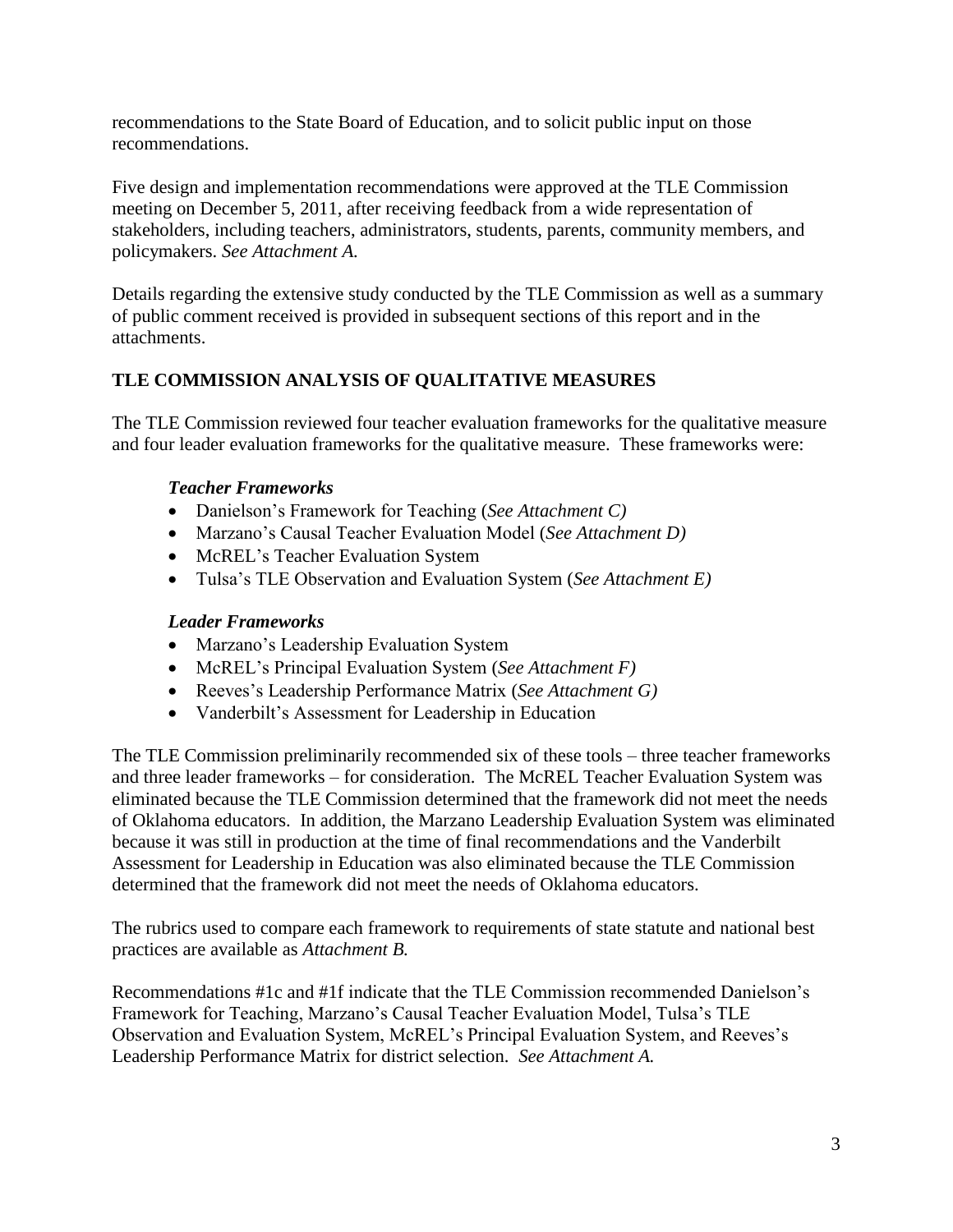recommendations to the State Board of Education, and to solicit public input on those recommendations.

Five design and implementation recommendations were approved at the TLE Commission meeting on December 5, 2011, after receiving feedback from a wide representation of stakeholders, including teachers, administrators, students, parents, community members, and policymakers. *See Attachment A.*

Details regarding the extensive study conducted by the TLE Commission as well as a summary of public comment received is provided in subsequent sections of this report and in the attachments.

## TLE COMMISSION ANALYSIS OF QUALITATIVE MEASURES

The TLE Commission reviewed four teacher evaluation frameworks for the qualitative measure and four leader evaluation frameworks for the qualitative measure. These frameworks were:

***Teacher Frameworks***

- Danielson's Framework for Teaching (*See Attachment C)*
- Marzano's Causal Teacher Evaluation Model (*See Attachment D)*
- McREL's Teacher Evaluation System
- Tulsa's TLE Observation and Evaluation System (*See Attachment E)*

***Leader Frameworks***

- Marzano's Leadership Evaluation System
- McREL's Principal Evaluation System (*See Attachment F)*
- Reeves's Leadership Performance Matrix (*See Attachment G)*
- Vanderbilt's Assessment for Leadership in Education

The TLE Commission preliminarily recommended six of these tools – three teacher frameworks and three leader frameworks – for consideration. The McREL Teacher Evaluation System was eliminated because the TLE Commission determined that the framework did not meet the needs of Oklahoma educators. In addition, the Marzano Leadership Evaluation System was eliminated because it was still in production at the time of final recommendations and the Vanderbilt Assessment for Leadership in Education was also eliminated because the TLE Commission determined that the framework did not meet the needs of Oklahoma educators.

The rubrics used to compare each framework to requirements of state statute and national best practices are available as *Attachment B.*

Recommendations #1c and #1f indicate that the TLE Commission recommended Danielson's Framework for Teaching, Marzano's Causal Teacher Evaluation Model, Tulsa's TLE Observation and Evaluation System, McREL's Principal Evaluation System, and Reeves's Leadership Performance Matrix for district selection. *See Attachment A.*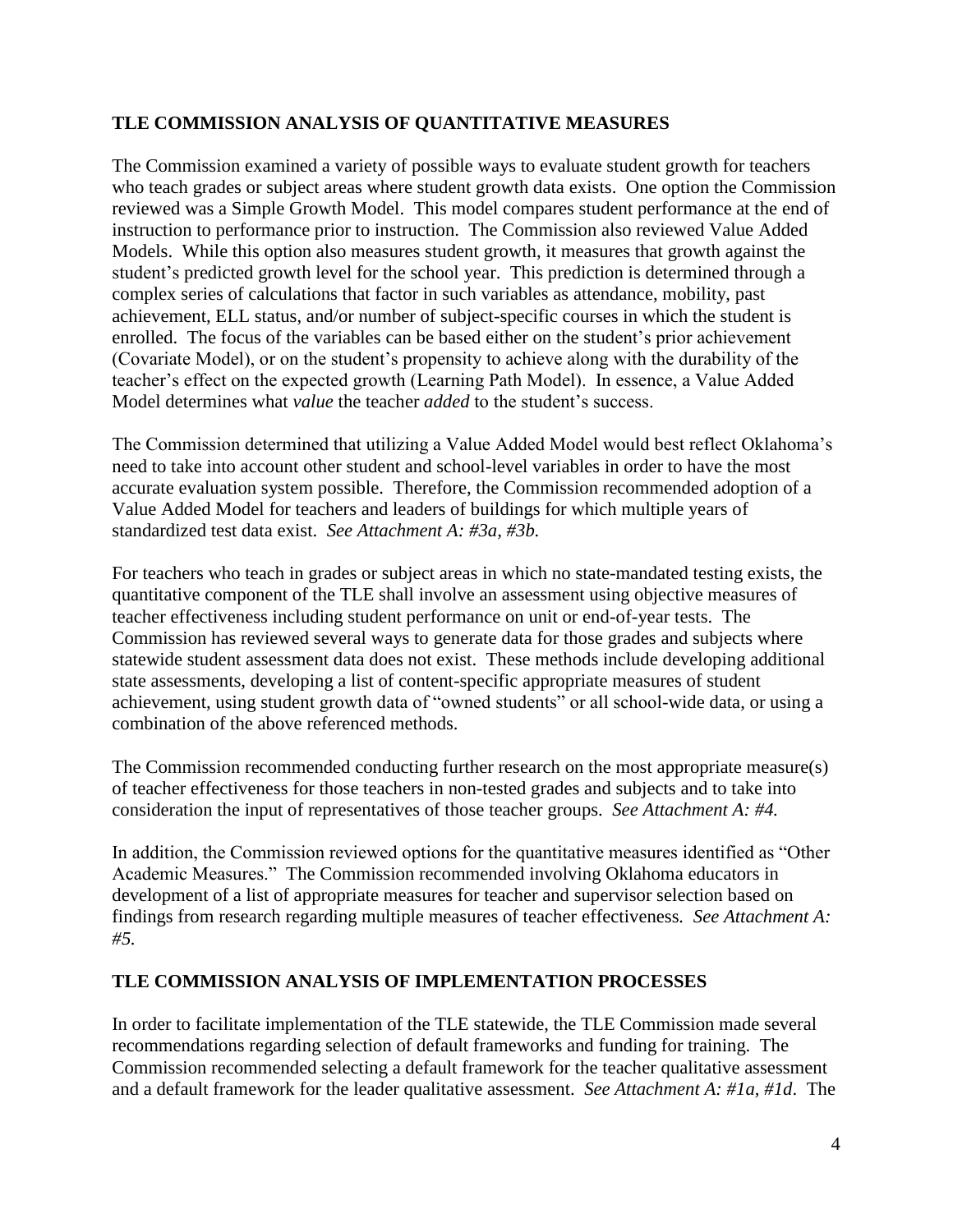## TLE COMMISSION ANALYSIS OF QUANTITATIVE MEASURES

The Commission examined a variety of possible ways to evaluate student growth for teachers who teach grades or subject areas where student growth data exists. One option the Commission reviewed was a Simple Growth Model. This model compares student performance at the end of instruction to performance prior to instruction. The Commission also reviewed Value Added Models. While this option also measures student growth, it measures that growth against the student's predicted growth level for the school year. This prediction is determined through a complex series of calculations that factor in such variables as attendance, mobility, past achievement, ELL status, and/or number of subject-specific courses in which the student is enrolled. The focus of the variables can be based either on the student's prior achievement (Covariate Model), or on the student's propensity to achieve along with the durability of the teacher's effect on the expected growth (Learning Path Model). In essence, a Value Added Model determines what *value* the teacher *added* to the student's success.

The Commission determined that utilizing a Value Added Model would best reflect Oklahoma's need to take into account other student and school-level variables in order to have the most accurate evaluation system possible. Therefore, the Commission recommended adoption of a Value Added Model for teachers and leaders of buildings for which multiple years of standardized test data exist. *See Attachment A: #3a, #3b.*

For teachers who teach in grades or subject areas in which no state-mandated testing exists, the quantitative component of the TLE shall involve an assessment using objective measures of teacher effectiveness including student performance on unit or end-of-year tests. The Commission has reviewed several ways to generate data for those grades and subjects where statewide student assessment data does not exist. These methods include developing additional state assessments, developing a list of content-specific appropriate measures of student achievement, using student growth data of "owned students" or all school-wide data, or using a combination of the above referenced methods.

The Commission recommended conducting further research on the most appropriate measure(s) of teacher effectiveness for those teachers in non-tested grades and subjects and to take into consideration the input of representatives of those teacher groups. *See Attachment A: #4.*

In addition, the Commission reviewed options for the quantitative measures identified as "Other Academic Measures." The Commission recommended involving Oklahoma educators in development of a list of appropriate measures for teacher and supervisor selection based on findings from research regarding multiple measures of teacher effectiveness. *See Attachment A: #5.*

## TLE COMMISSION ANALYSIS OF IMPLEMENTATION PROCESSES

In order to facilitate implementation of the TLE statewide, the TLE Commission made several recommendations regarding selection of default frameworks and funding for training. The Commission recommended selecting a default framework for the teacher qualitative assessment and a default framework for the leader qualitative assessment. *See Attachment A: #1a, #1d*. The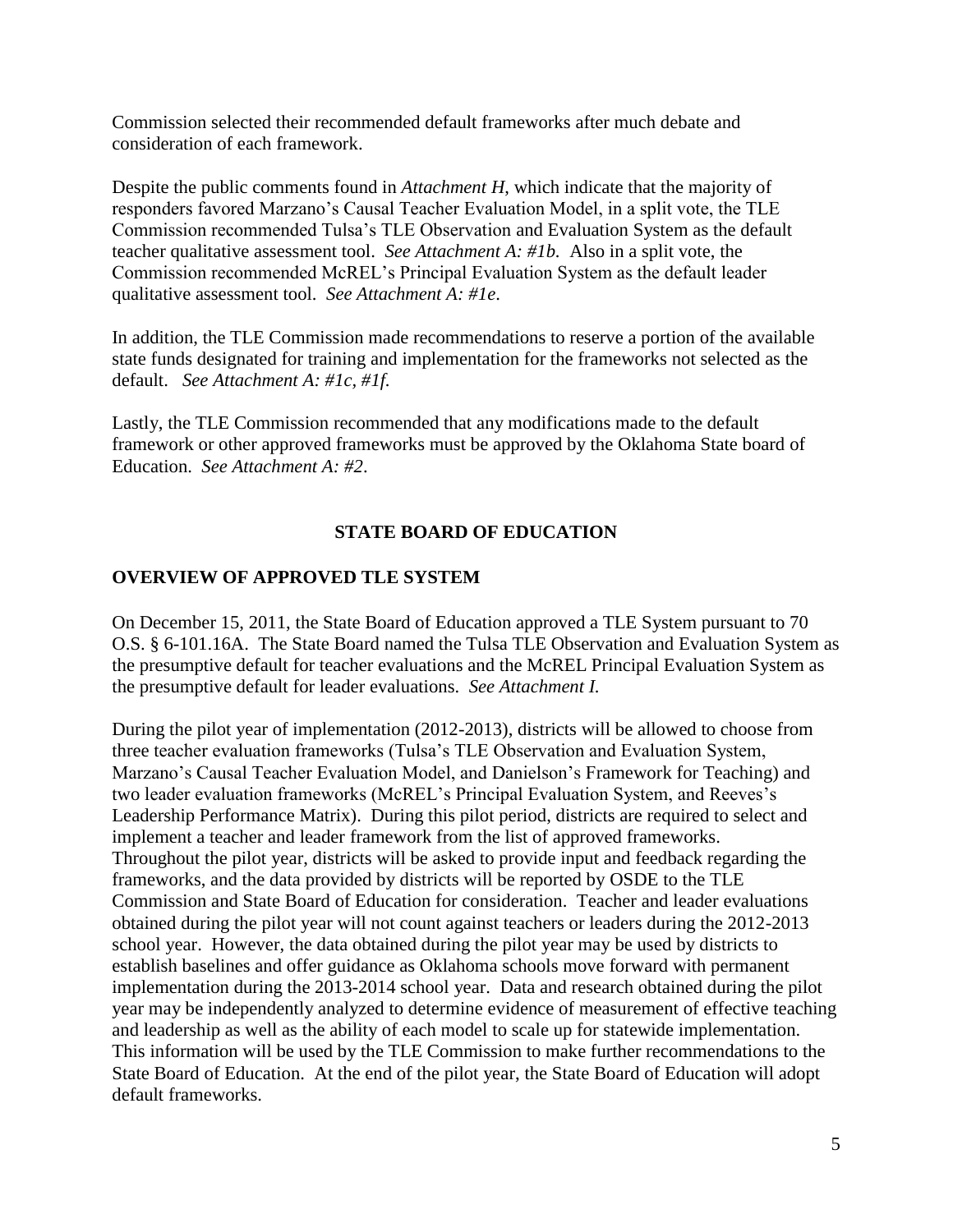Commission selected their recommended default frameworks after much debate and consideration of each framework.

Despite the public comments found in *Attachment H*, which indicate that the majority of responders favored Marzano's Causal Teacher Evaluation Model, in a split vote, the TLE Commission recommended Tulsa's TLE Observation and Evaluation System as the default teacher qualitative assessment tool. *See Attachment A: #1b.* Also in a split vote, the Commission recommended McREL's Principal Evaluation System as the default leader qualitative assessment tool. *See Attachment A: #1e*.

In addition, the TLE Commission made recommendations to reserve a portion of the available state funds designated for training and implementation for the frameworks not selected as the default. *See Attachment A: #1c, #1f.*

Lastly, the TLE Commission recommended that any modifications made to the default framework or other approved frameworks must be approved by the Oklahoma State board of Education. *See Attachment A: #2*.

## STATE BOARD OF EDUCATION

### OVERVIEW OF APPROVED TLE SYSTEM

On December 15, 2011, the State Board of Education approved a TLE System pursuant to 70 O.S. § 6-101.16A. The State Board named the Tulsa TLE Observation and Evaluation System as the presumptive default for teacher evaluations and the McREL Principal Evaluation System as the presumptive default for leader evaluations. *See Attachment I.*

During the pilot year of implementation (2012-2013), districts will be allowed to choose from three teacher evaluation frameworks (Tulsa's TLE Observation and Evaluation System, Marzano's Causal Teacher Evaluation Model, and Danielson's Framework for Teaching) and two leader evaluation frameworks (McREL's Principal Evaluation System, and Reeves's Leadership Performance Matrix). During this pilot period, districts are required to select and implement a teacher and leader framework from the list of approved frameworks. Throughout the pilot year, districts will be asked to provide input and feedback regarding the frameworks, and the data provided by districts will be reported by OSDE to the TLE Commission and State Board of Education for consideration. Teacher and leader evaluations obtained during the pilot year will not count against teachers or leaders during the 2012-2013 school year. However, the data obtained during the pilot year may be used by districts to establish baselines and offer guidance as Oklahoma schools move forward with permanent implementation during the 2013-2014 school year. Data and research obtained during the pilot year may be independently analyzed to determine evidence of measurement of effective teaching and leadership as well as the ability of each model to scale up for statewide implementation. This information will be used by the TLE Commission to make further recommendations to the State Board of Education. At the end of the pilot year, the State Board of Education will adopt default frameworks.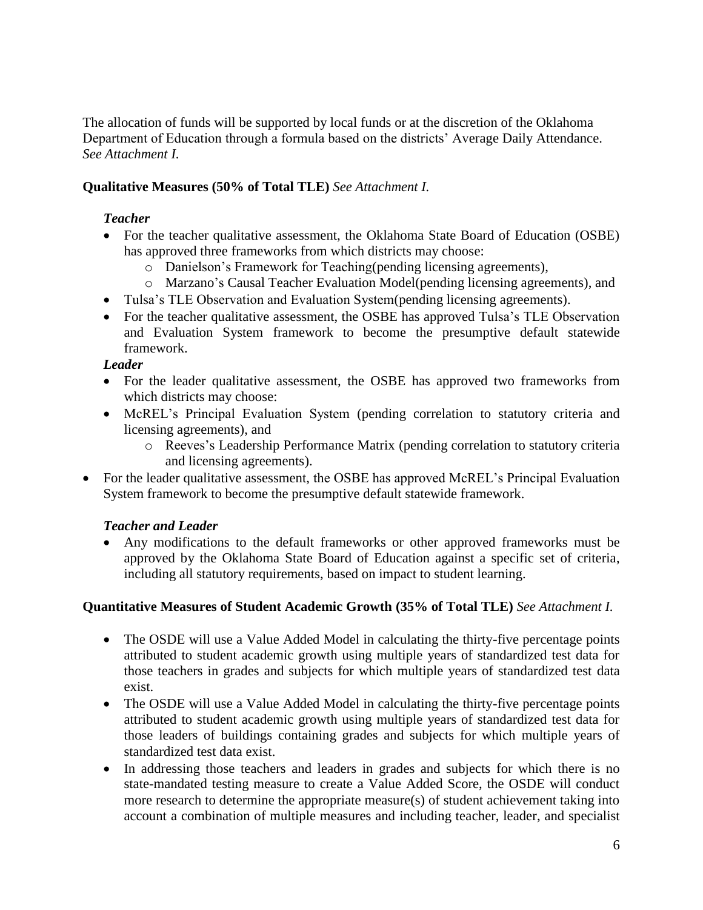The allocation of funds will be supported by local funds or at the discretion of the Oklahoma Department of Education through a formula based on the districts' Average Daily Attendance. *See Attachment I.*

**Qualitative Measures (50% of Total TLE)** *See Attachment I.*

***Teacher***

- For the teacher qualitative assessment, the Oklahoma State Board of Education (OSBE) has approved three frameworks from which districts may choose:
  - Danielson's Framework for Teaching(pending licensing agreements),
  - Marzano's Causal Teacher Evaluation Model(pending licensing agreements), and
- Tulsa's TLE Observation and Evaluation System(pending licensing agreements).
- For the teacher qualitative assessment, the OSBE has approved Tulsa's TLE Observation and Evaluation System framework to become the presumptive default statewide framework.

***Leader***

- For the leader qualitative assessment, the OSBE has approved two frameworks from which districts may choose:
- McREL's Principal Evaluation System (pending correlation to statutory criteria and licensing agreements), and
  - Reeves's Leadership Performance Matrix (pending correlation to statutory criteria and licensing agreements).
- For the leader qualitative assessment, the OSBE has approved McREL's Principal Evaluation System framework to become the presumptive default statewide framework.

***Teacher and Leader***

- Any modifications to the default frameworks or other approved frameworks must be approved by the Oklahoma State Board of Education against a specific set of criteria, including all statutory requirements, based on impact to student learning.

**Quantitative Measures of Student Academic Growth (35% of Total TLE)** *See Attachment I.*

- The OSDE will use a Value Added Model in calculating the thirty-five percentage points attributed to student academic growth using multiple years of standardized test data for those teachers in grades and subjects for which multiple years of standardized test data exist.
- The OSDE will use a Value Added Model in calculating the thirty-five percentage points attributed to student academic growth using multiple years of standardized test data for those leaders of buildings containing grades and subjects for which multiple years of standardized test data exist.
- In addressing those teachers and leaders in grades and subjects for which there is no state-mandated testing measure to create a Value Added Score, the OSDE will conduct more research to determine the appropriate measure(s) of student achievement taking into account a combination of multiple measures and including teacher, leader, and specialist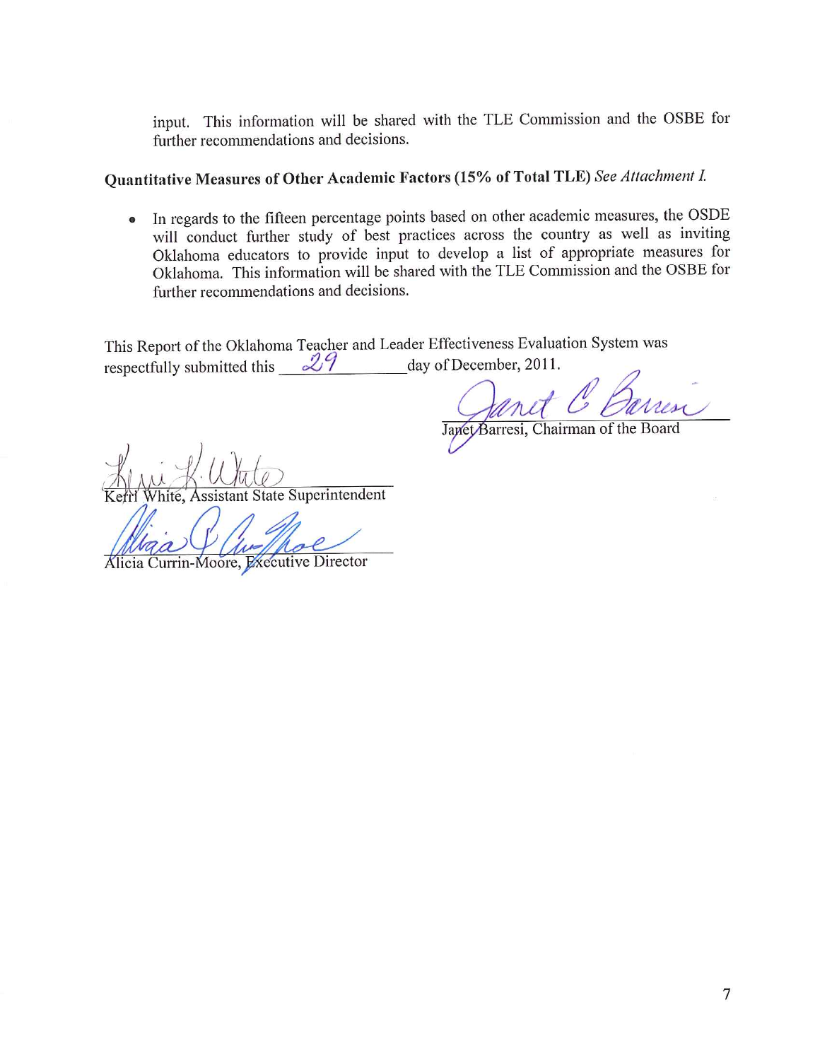input. This information will be shared with the TLE Commission and the OSBE for further recommendations and decisions.

**Quantitative Measures of Other Academic Factors (15% of Total TLE)** *See Attachment I.*

- In regards to the fifteen percentage points based on other academic measures, the OSDE will conduct further study of best practices across the country as well as inviting Oklahoma educators to provide input to develop a list of appropriate measures for Oklahoma. This information will be shared with the TLE Commission and the OSBE for further recommendations and decisions.

This Report of the Oklahoma Teacher and Leader Effectiveness Evaluation System was respectfully submitted this 29 day of December, 2011.

Janet Barresi, Chairman of the Board

Kerri White, Assistant State Superintendent

Alicia Currin-Moore, Executive Director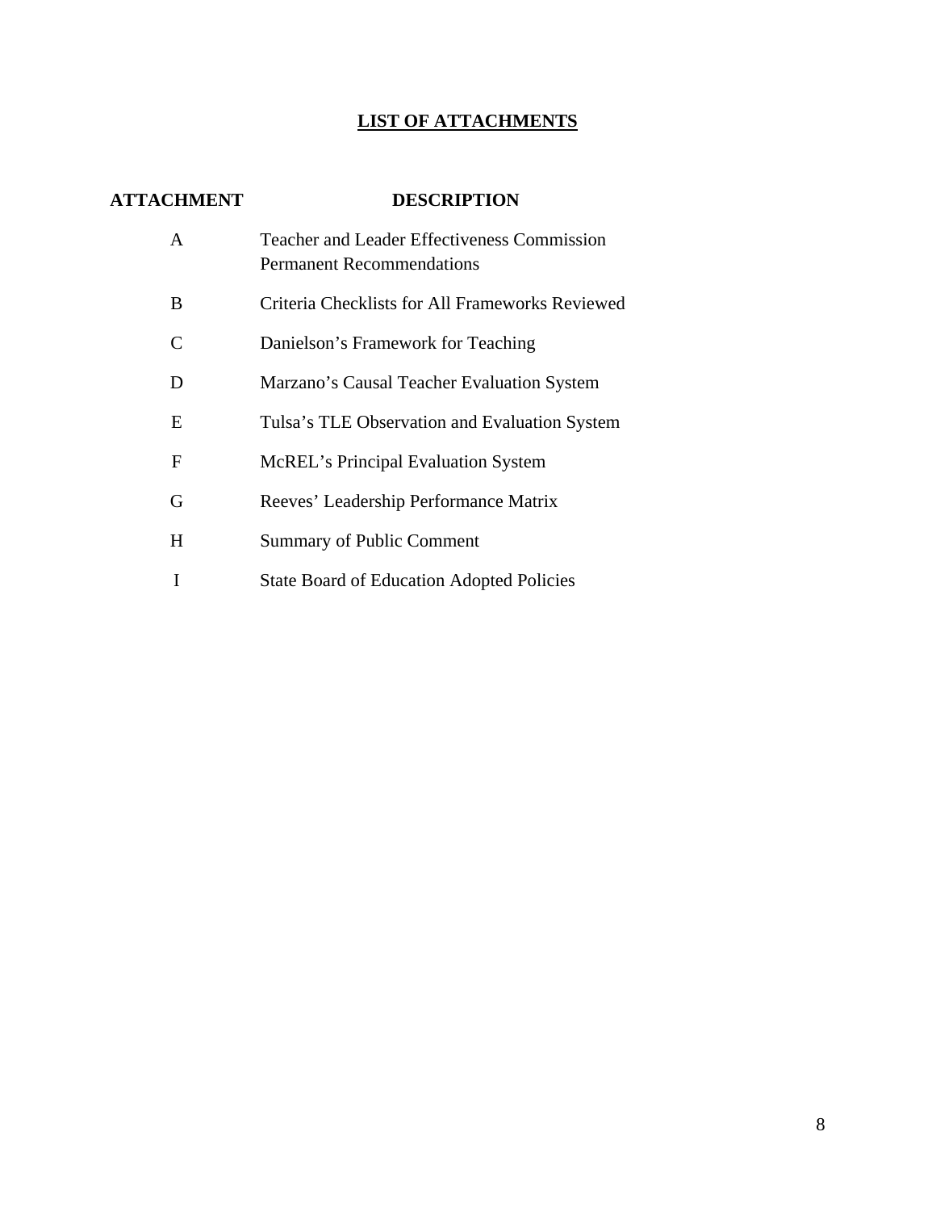## LIST OF ATTACHMENTS

| ATTACHMENT | DESCRIPTION |
|---|---|
| A | Teacher and Leader Effectiveness Commission Permanent Recommendations |
| B | Criteria Checklists for All Frameworks Reviewed |
| C | Danielson's Framework for Teaching |
| D | Marzano's Causal Teacher Evaluation System |
| E | Tulsa's TLE Observation and Evaluation System |
| F | McREL's Principal Evaluation System |
| G | Reeves' Leadership Performance Matrix |
| H | Summary of Public Comment |
| I | State Board of Education Adopted Policies |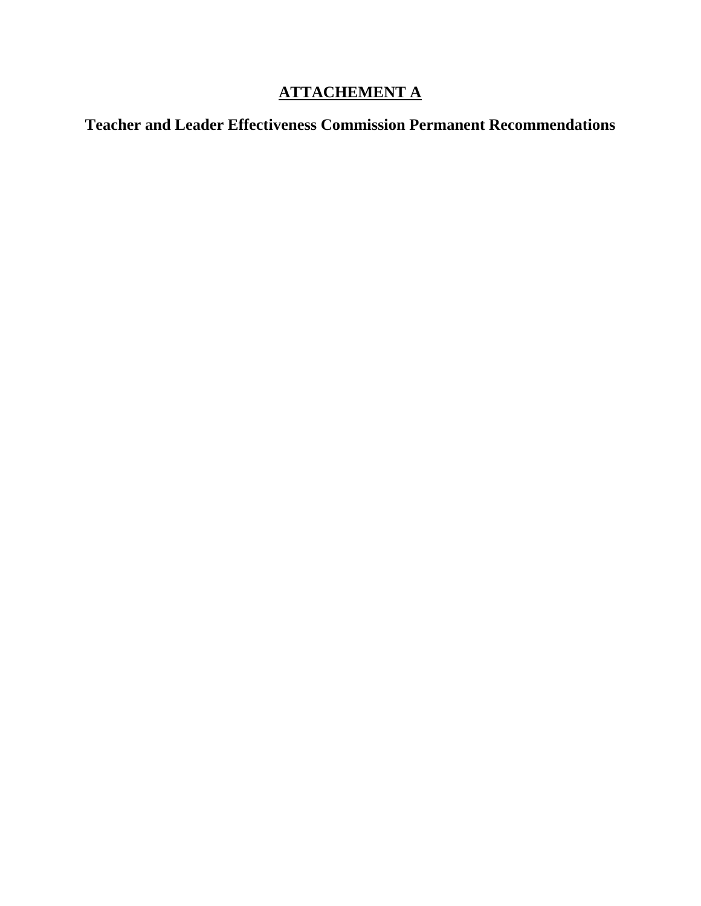# ATTACHEMENT A

## Teacher and Leader Effectiveness Commission Permanent Recommendations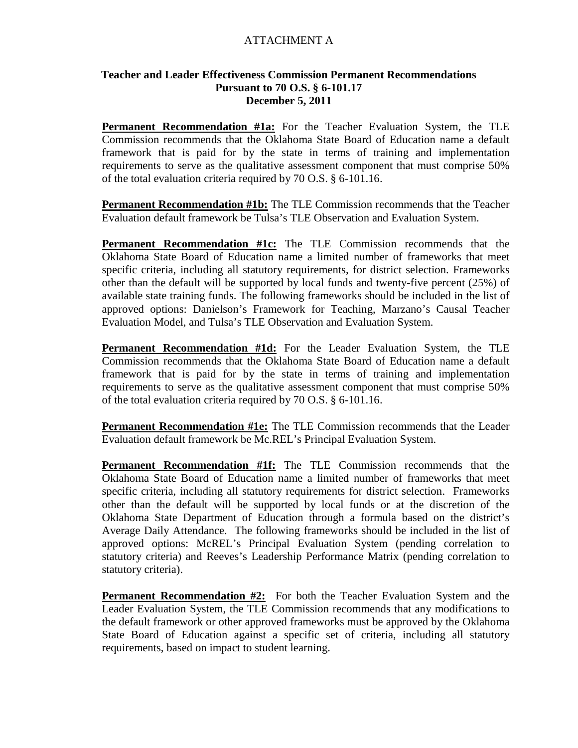ATTACHMENT A

**Teacher and Leader Effectiveness Commission Permanent Recommendations**
**Pursuant to 70 O.S. § 6-101.17**
**December 5, 2011**

**Permanent Recommendation #1a:** For the Teacher Evaluation System, the TLE Commission recommends that the Oklahoma State Board of Education name a default framework that is paid for by the state in terms of training and implementation requirements to serve as the qualitative assessment component that must comprise 50% of the total evaluation criteria required by 70 O.S. § 6-101.16.

**Permanent Recommendation #1b:** The TLE Commission recommends that the Teacher Evaluation default framework be Tulsa's TLE Observation and Evaluation System.

**Permanent Recommendation #1c:** The TLE Commission recommends that the Oklahoma State Board of Education name a limited number of frameworks that meet specific criteria, including all statutory requirements, for district selection. Frameworks other than the default will be supported by local funds and twenty-five percent (25%) of available state training funds. The following frameworks should be included in the list of approved options: Danielson's Framework for Teaching, Marzano's Causal Teacher Evaluation Model, and Tulsa's TLE Observation and Evaluation System.

**Permanent Recommendation #1d:** For the Leader Evaluation System, the TLE Commission recommends that the Oklahoma State Board of Education name a default framework that is paid for by the state in terms of training and implementation requirements to serve as the qualitative assessment component that must comprise 50% of the total evaluation criteria required by 70 O.S. § 6-101.16.

**Permanent Recommendation #1e:** The TLE Commission recommends that the Leader Evaluation default framework be Mc.REL's Principal Evaluation System.

**Permanent Recommendation #1f:** The TLE Commission recommends that the Oklahoma State Board of Education name a limited number of frameworks that meet specific criteria, including all statutory requirements for district selection. Frameworks other than the default will be supported by local funds or at the discretion of the Oklahoma State Department of Education through a formula based on the district's Average Daily Attendance. The following frameworks should be included in the list of approved options: McREL's Principal Evaluation System (pending correlation to statutory criteria) and Reeves's Leadership Performance Matrix (pending correlation to statutory criteria).

**Permanent Recommendation #2:** For both the Teacher Evaluation System and the Leader Evaluation System, the TLE Commission recommends that any modifications to the default framework or other approved frameworks must be approved by the Oklahoma State Board of Education against a specific set of criteria, including all statutory requirements, based on impact to student learning.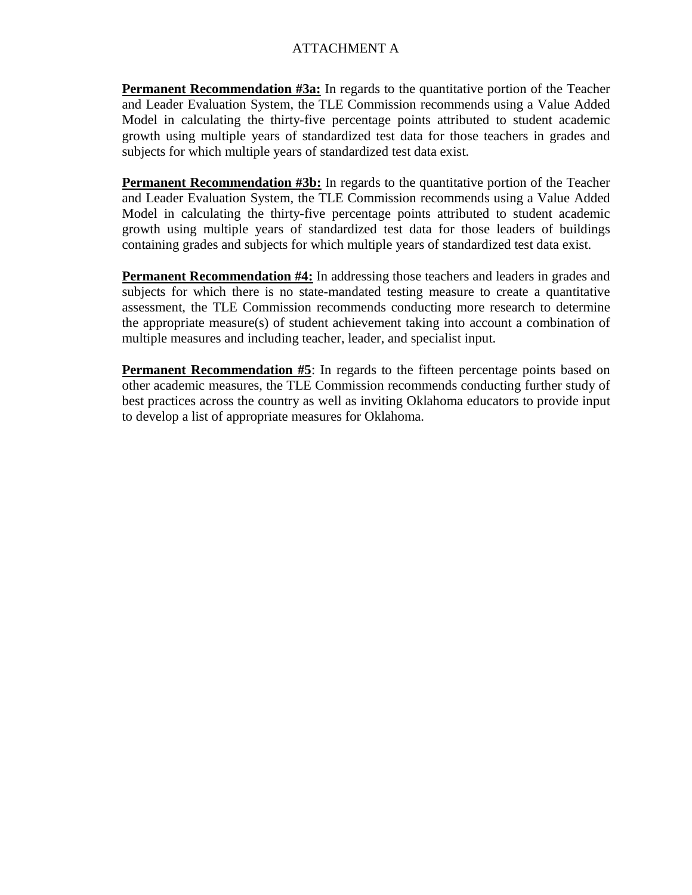ATTACHMENT A

**Permanent Recommendation #3a:** In regards to the quantitative portion of the Teacher and Leader Evaluation System, the TLE Commission recommends using a Value Added Model in calculating the thirty-five percentage points attributed to student academic growth using multiple years of standardized test data for those teachers in grades and subjects for which multiple years of standardized test data exist.

**Permanent Recommendation #3b:** In regards to the quantitative portion of the Teacher and Leader Evaluation System, the TLE Commission recommends using a Value Added Model in calculating the thirty-five percentage points attributed to student academic growth using multiple years of standardized test data for those leaders of buildings containing grades and subjects for which multiple years of standardized test data exist.

**Permanent Recommendation #4:** In addressing those teachers and leaders in grades and subjects for which there is no state-mandated testing measure to create a quantitative assessment, the TLE Commission recommends conducting more research to determine the appropriate measure(s) of student achievement taking into account a combination of multiple measures and including teacher, leader, and specialist input.

**Permanent Recommendation #5**: In regards to the fifteen percentage points based on other academic measures, the TLE Commission recommends conducting further study of best practices across the country as well as inviting Oklahoma educators to provide input to develop a list of appropriate measures for Oklahoma.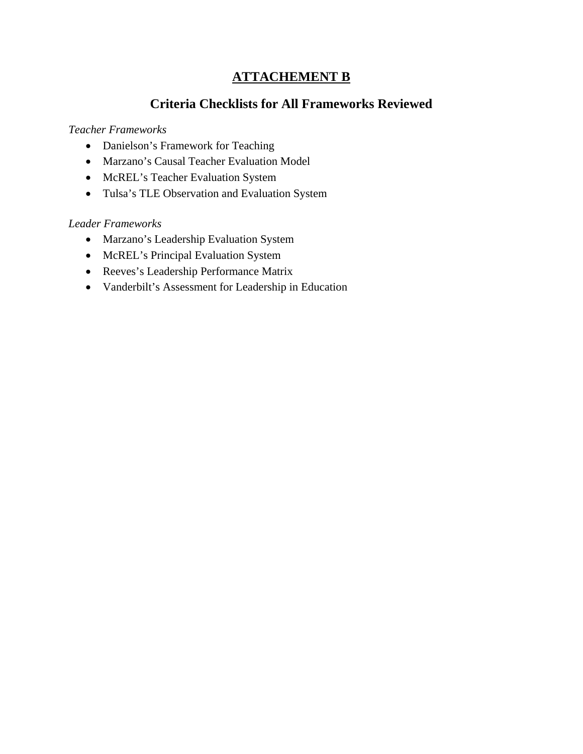# ATTACHEMENT B

## Criteria Checklists for All Frameworks Reviewed

*Teacher Frameworks*

- Danielson's Framework for Teaching
- Marzano's Causal Teacher Evaluation Model
- McREL's Teacher Evaluation System
- Tulsa's TLE Observation and Evaluation System

*Leader Frameworks*

- Marzano's Leadership Evaluation System
- McREL's Principal Evaluation System
- Reeves's Leadership Performance Matrix
- Vanderbilt's Assessment for Leadership in Education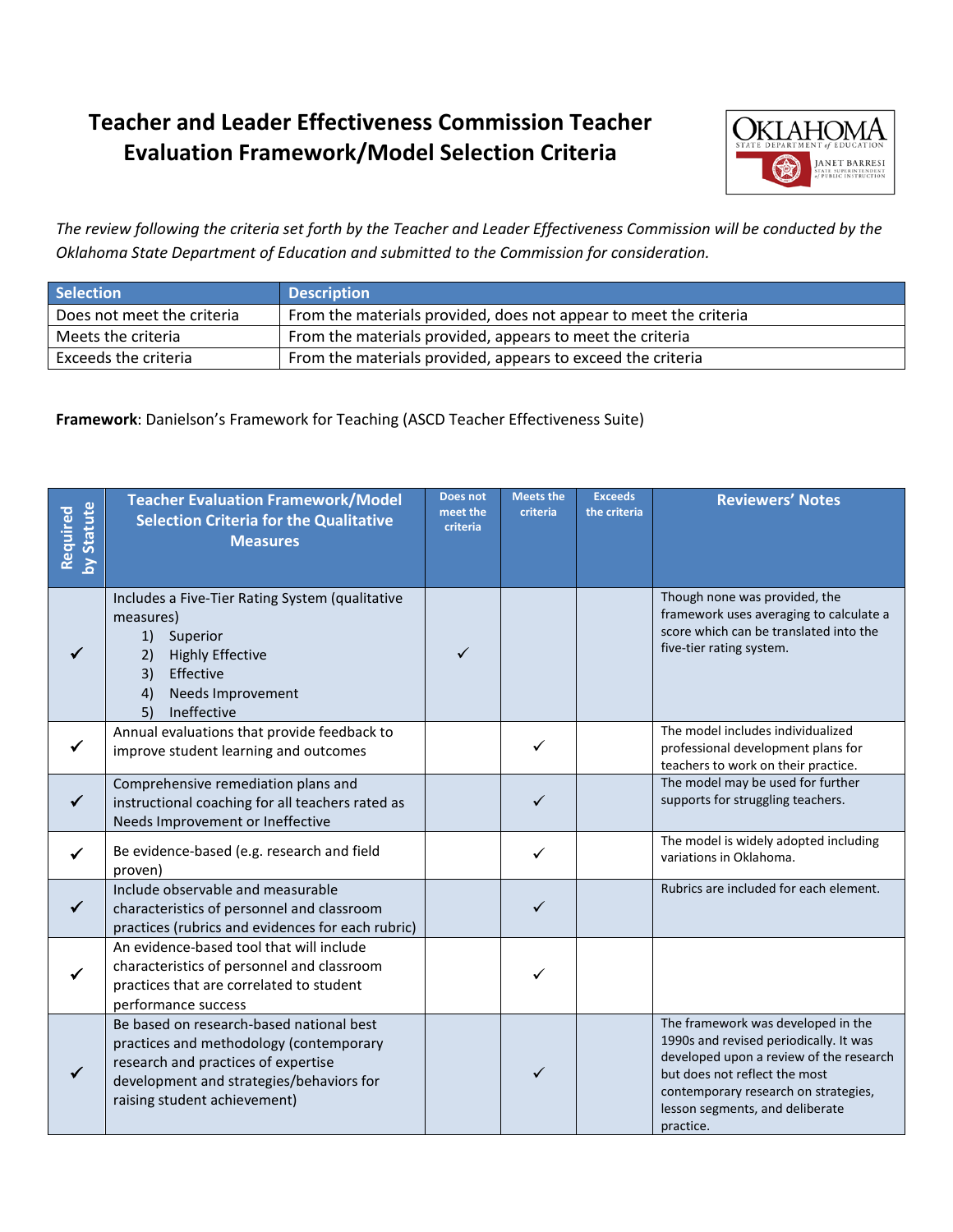# Teacher and Leader Effectiveness Commission Teacher Evaluation Framework/Model Selection Criteria

*The review following the criteria set forth by the Teacher and Leader Effectiveness Commission will be conducted by the Oklahoma State Department of Education and submitted to the Commission for consideration.*

| Selection | Description |
|---|---|
| Does not meet the criteria | From the materials provided, does not appear to meet the criteria |
| Meets the criteria | From the materials provided, appears to meet the criteria |
| Exceeds the criteria | From the materials provided, appears to exceed the criteria |

**Framework**: Danielson's Framework for Teaching (ASCD Teacher Effectiveness Suite)

| Required by Statute | Teacher Evaluation Framework/Model Selection Criteria for the Qualitative Measures | Does not meet the criteria | Meets the criteria | Exceeds the criteria | Reviewers' Notes |
|---|---|---|---|---|---|
| ✓ | Includes a Five-Tier Rating System (qualitative measures) 1) Superior 2) Highly Effective 3) Effective 4) Needs Improvement 5) Ineffective | ✓ | | | Though none was provided, the framework uses averaging to calculate a score which can be translated into the five-tier rating system. |
| ✓ | Annual evaluations that provide feedback to improve student learning and outcomes | | ✓ | | The model includes individualized professional development plans for teachers to work on their practice. |
| ✓ | Comprehensive remediation plans and instructional coaching for all teachers rated as Needs Improvement or Ineffective | | ✓ | | The model may be used for further supports for struggling teachers. |
| ✓ | Be evidence-based (e.g. research and field proven) | | ✓ | | The model is widely adopted including variations in Oklahoma. |
| ✓ | Include observable and measurable characteristics of personnel and classroom practices (rubrics and evidences for each rubric) | | ✓ | | Rubrics are included for each element. |
| ✓ | An evidence-based tool that will include characteristics of personnel and classroom practices that are correlated to student performance success | | ✓ | | |
| ✓ | Be based on research-based national best practices and methodology (contemporary research and practices of expertise development and strategies/behaviors for raising student achievement) | | ✓ | | The framework was developed in the 1990s and revised periodically. It was developed upon a review of the research but does not reflect the most contemporary research on strategies, lesson segments, and deliberate practice. |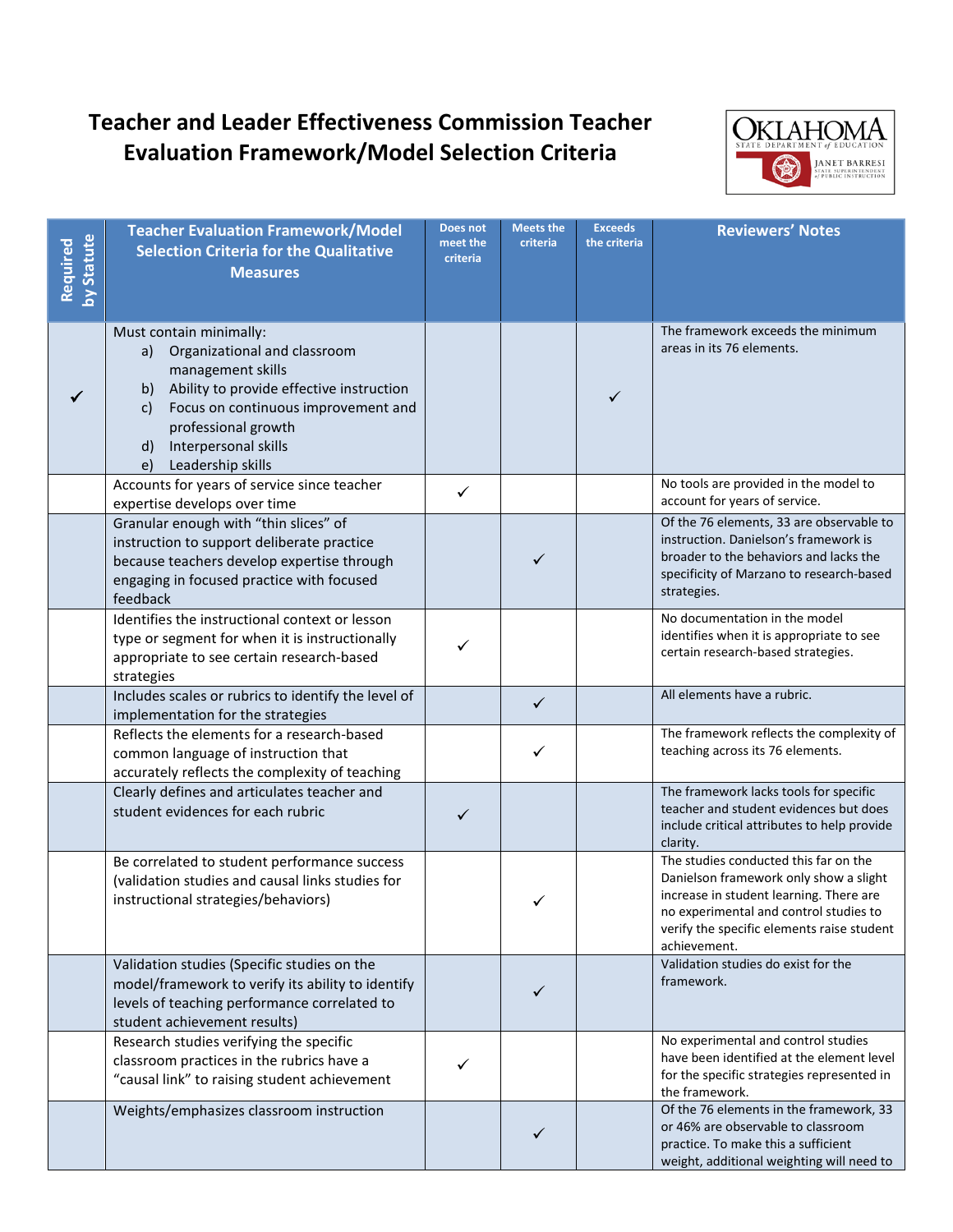# Teacher and Leader Effectiveness Commission Teacher Evaluation Framework/Model Selection Criteria

| Required by Statute | Teacher Evaluation Framework/Model Selection Criteria for the Qualitative Measures | Does not meet the criteria | Meets the criteria | Exceeds the criteria | Reviewers' Notes |
|---|---|---|---|---|---|
| ✓ | Must contain minimally:<br>a) Organizational and classroom management skills<br>b) Ability to provide effective instruction<br>c) Focus on continuous improvement and professional growth<br>d) Interpersonal skills<br>e) Leadership skills | | | ✓ | The framework exceeds the minimum areas in its 76 elements. |
| | Accounts for years of service since teacher expertise develops over time | ✓ | | | No tools are provided in the model to account for years of service. |
| | Granular enough with "thin slices" of instruction to support deliberate practice because teachers develop expertise through engaging in focused practice with focused feedback | | ✓ | | Of the 76 elements, 33 are observable to instruction. Danielson's framework is broader to the behaviors and lacks the specificity of Marzano to research-based strategies. |
| | Identifies the instructional context or lesson type or segment for when it is instructionally appropriate to see certain research-based strategies | ✓ | | | No documentation in the model identifies when it is appropriate to see certain research-based strategies. |
| | Includes scales or rubrics to identify the level of implementation for the strategies | | ✓ | | All elements have a rubric. |
| | Reflects the elements for a research-based common language of instruction that accurately reflects the complexity of teaching | | ✓ | | The framework reflects the complexity of teaching across its 76 elements. |
| | Clearly defines and articulates teacher and student evidences for each rubric | ✓ | | | The framework lacks tools for specific teacher and student evidences but does include critical attributes to help provide clarity. |
| | Be correlated to student performance success (validation studies and causal links studies for instructional strategies/behaviors) | | ✓ | | The studies conducted this far on the Danielson framework only show a slight increase in student learning. There are no experimental and control studies to verify the specific elements raise student achievement. |
| | Validation studies (Specific studies on the model/framework to verify its ability to identify levels of teaching performance correlated to student achievement results) | | ✓ | | Validation studies do exist for the framework. |
| | Research studies verifying the specific classroom practices in the rubrics have a "causal link" to raising student achievement | ✓ | | | No experimental and control studies have been identified at the element level for the specific strategies represented in the framework. |
| | Weights/emphasizes classroom instruction | | ✓ | | Of the 76 elements in the framework, 33 or 46% are observable to classroom practice. To make this a sufficient weight, additional weighting will need to |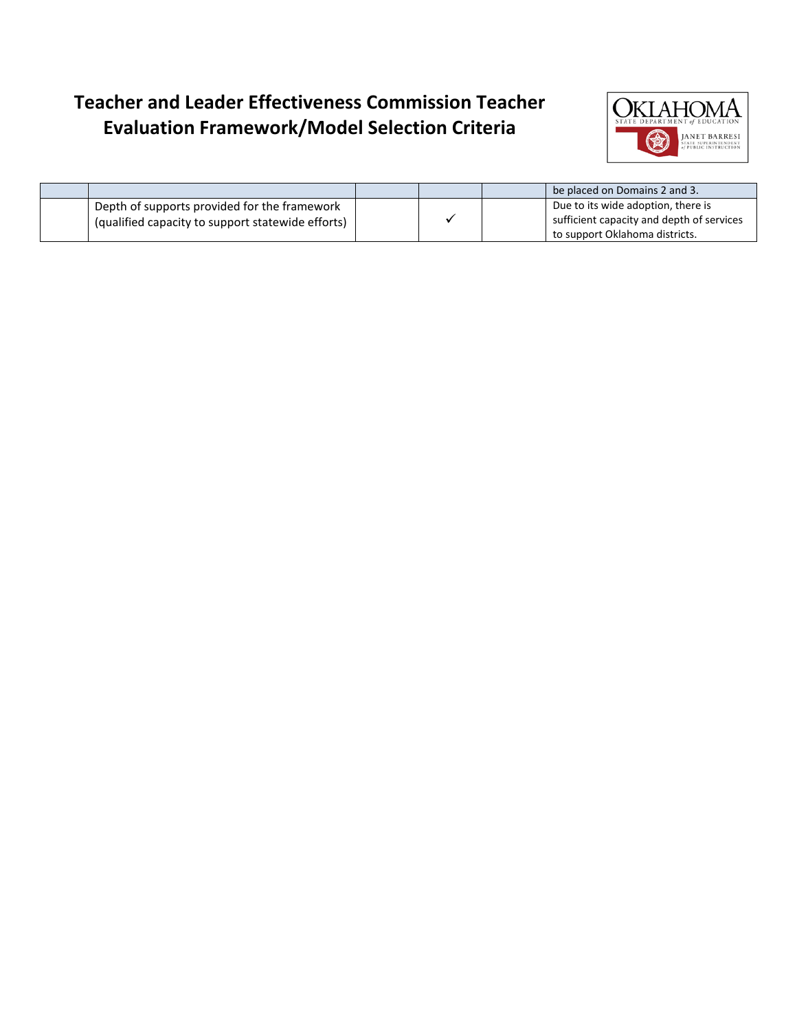# Teacher and Leader Effectiveness Commission Teacher Evaluation Framework/Model Selection Criteria

| | | | | | |
|---|---|---|---|---|---|
| | | | | | be placed on Domains 2 and 3. |
| | Depth of supports provided for the framework (qualified capacity to support statewide efforts) | | ✓ | | Due to its wide adoption, there is sufficient capacity and depth of services to support Oklahoma districts. |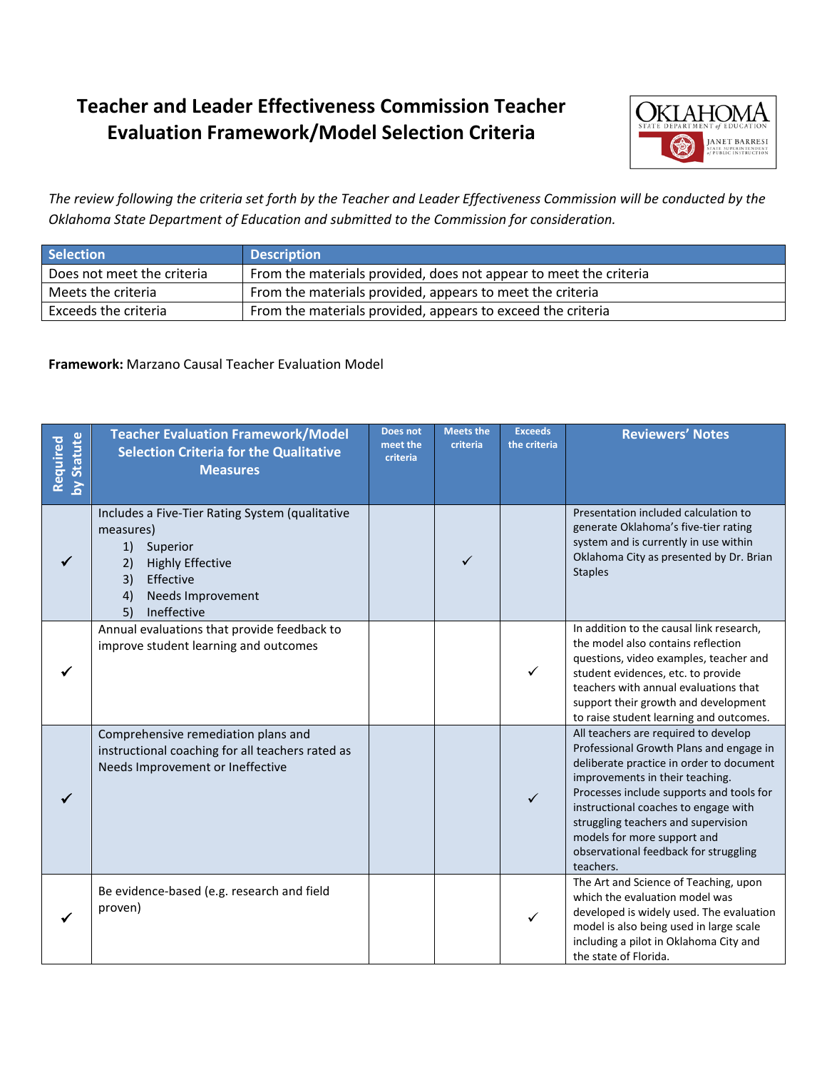# Teacher and Leader Effectiveness Commission Teacher Evaluation Framework/Model Selection Criteria

*The review following the criteria set forth by the Teacher and Leader Effectiveness Commission will be conducted by the Oklahoma State Department of Education and submitted to the Commission for consideration.*

| Selection | Description |
|---|---|
| Does not meet the criteria | From the materials provided, does not appear to meet the criteria |
| Meets the criteria | From the materials provided, appears to meet the criteria |
| Exceeds the criteria | From the materials provided, appears to exceed the criteria |

**Framework:** Marzano Causal Teacher Evaluation Model

| Required by Statute | Teacher Evaluation Framework/Model Selection Criteria for the Qualitative Measures | Does not meet the criteria | Meets the criteria | Exceeds the criteria | Reviewers' Notes |
|---|---|---|---|---|---|
| ✓ | Includes a Five-Tier Rating System (qualitative measures) 1) Superior 2) Highly Effective 3) Effective 4) Needs Improvement 5) Ineffective | | ✓ | | Presentation included calculation to generate Oklahoma's five-tier rating system and is currently in use within Oklahoma City as presented by Dr. Brian Staples |
| ✓ | Annual evaluations that provide feedback to improve student learning and outcomes | | | ✓ | In addition to the causal link research, the model also contains reflection questions, video examples, teacher and student evidences, etc. to provide teachers with annual evaluations that support their growth and development to raise student learning and outcomes. |
| ✓ | Comprehensive remediation plans and instructional coaching for all teachers rated as Needs Improvement or Ineffective | | | ✓ | All teachers are required to develop Professional Growth Plans and engage in deliberate practice in order to document improvements in their teaching. Processes include supports and tools for instructional coaches to engage with struggling teachers and supervision models for more support and observational feedback for struggling teachers. |
| ✓ | Be evidence-based (e.g. research and field proven) | | | ✓ | The Art and Science of Teaching, upon which the evaluation model was developed is widely used. The evaluation model is also being used in large scale including a pilot in Oklahoma City and the state of Florida. |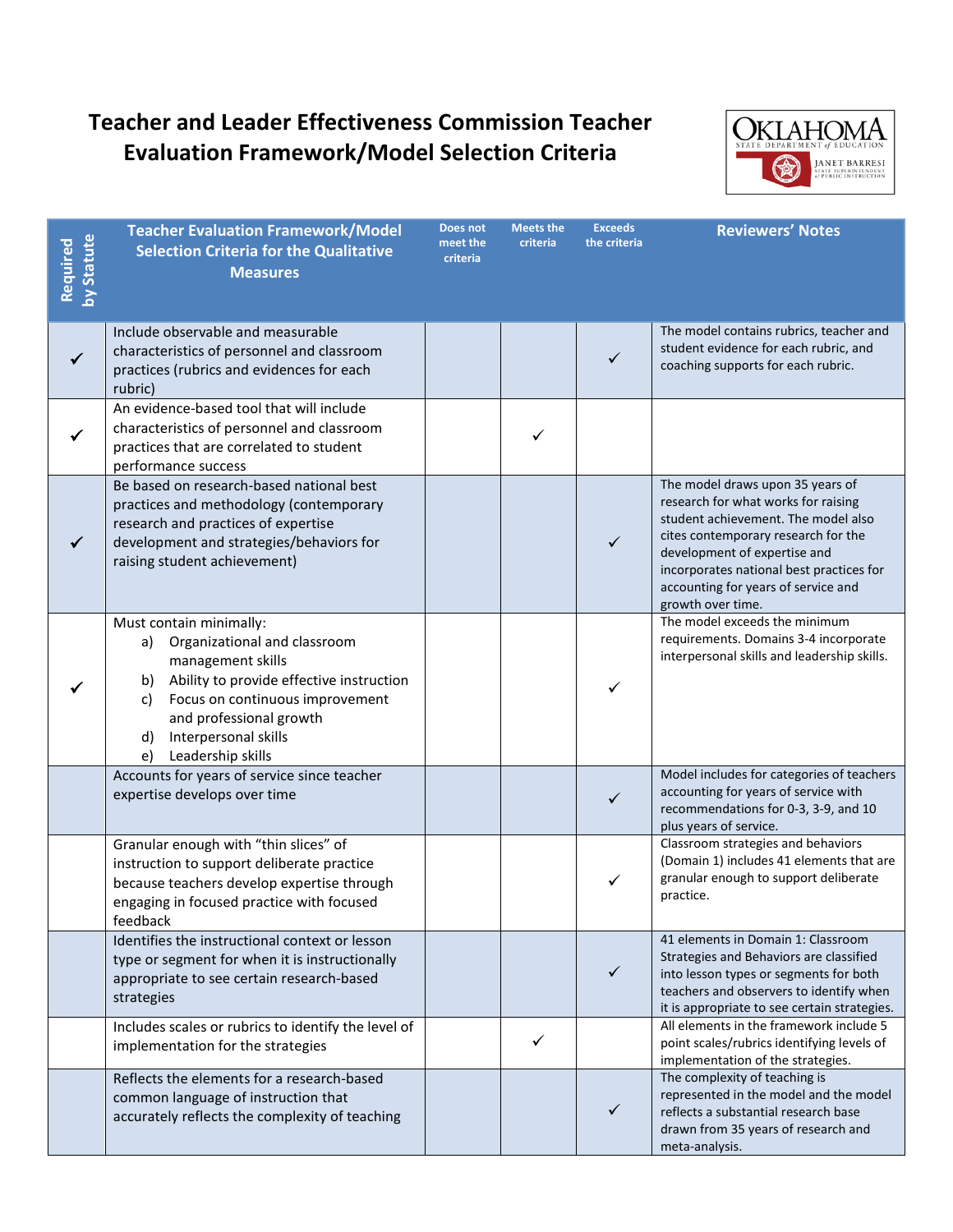# Teacher and Leader Effectiveness Commission Teacher Evaluation Framework/Model Selection Criteria

| Required by Statute | Teacher Evaluation Framework/Model Selection Criteria for the Qualitative Measures | Does not meet the criteria | Meets the criteria | Exceeds the criteria | Reviewers' Notes |
|---|---|---|---|---|---|
| ✓ | Include observable and measurable characteristics of personnel and classroom practices (rubrics and evidences for each rubric) | | | ✓ | The model contains rubrics, teacher and student evidence for each rubric, and coaching supports for each rubric. |
| ✓ | An evidence-based tool that will include characteristics of personnel and classroom practices that are correlated to student performance success | | ✓ | | |
| ✓ | Be based on research-based national best practices and methodology (contemporary research and practices of expertise development and strategies/behaviors for raising student achievement) | | | ✓ | The model draws upon 35 years of research for what works for raising student achievement. The model also cites contemporary research for the development of expertise and incorporates national best practices for accounting for years of service and growth over time. |
| ✓ | Must contain minimally: a) Organizational and classroom management skills b) Ability to provide effective instruction c) Focus on continuous improvement and professional growth d) Interpersonal skills e) Leadership skills | | | ✓ | The model exceeds the minimum requirements. Domains 3-4 incorporate interpersonal skills and leadership skills. |
| | Accounts for years of service since teacher expertise develops over time | | | ✓ | Model includes for categories of teachers accounting for years of service with recommendations for 0-3, 3-9, and 10 plus years of service. |
| | Granular enough with "thin slices" of instruction to support deliberate practice because teachers develop expertise through engaging in focused practice with focused feedback | | | ✓ | Classroom strategies and behaviors (Domain 1) includes 41 elements that are granular enough to support deliberate practice. |
| | Identifies the instructional context or lesson type or segment for when it is instructionally appropriate to see certain research-based strategies | | | ✓ | 41 elements in Domain 1: Classroom Strategies and Behaviors are classified into lesson types or segments for both teachers and observers to identify when it is appropriate to see certain strategies. |
| | Includes scales or rubrics to identify the level of implementation for the strategies | | ✓ | | All elements in the framework include 5 point scales/rubrics identifying levels of implementation of the strategies. |
| | Reflects the elements for a research-based common language of instruction that accurately reflects the complexity of teaching | | | ✓ | The complexity of teaching is represented in the model and the model reflects a substantial research base drawn from 35 years of research and meta-analysis. |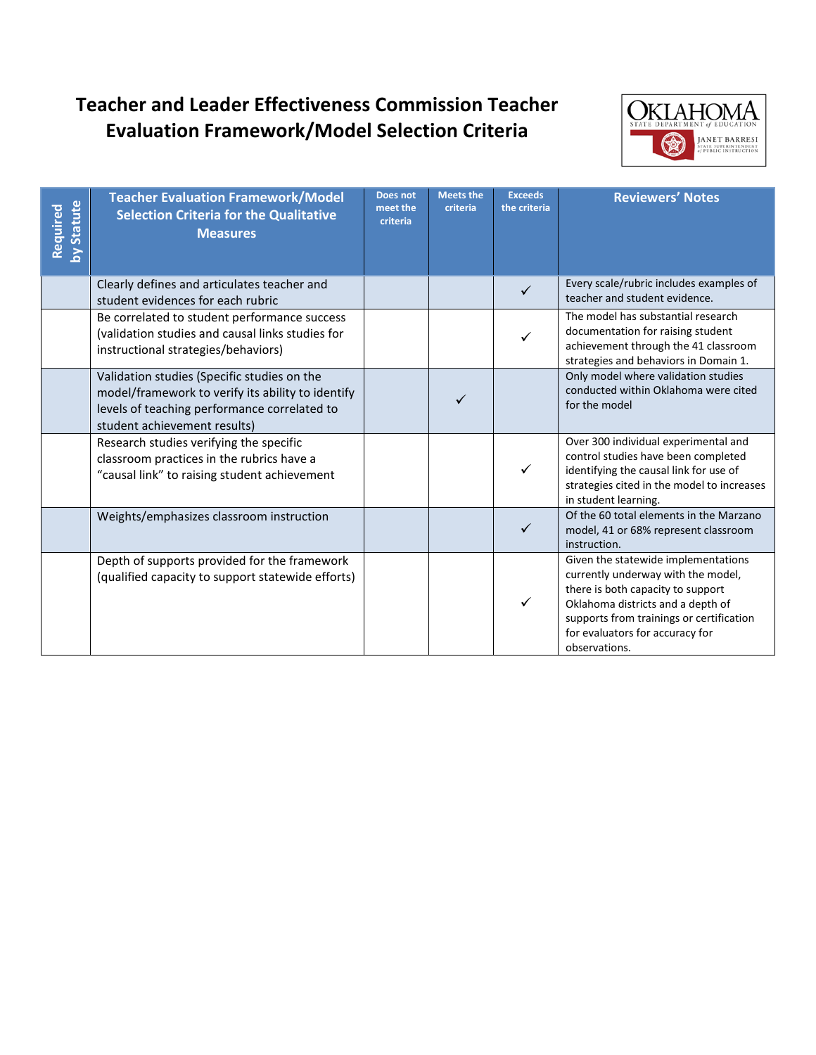# Teacher and Leader Effectiveness Commission Teacher Evaluation Framework/Model Selection Criteria

| Required by Statute | Teacher Evaluation Framework/Model Selection Criteria for the Qualitative Measures | Does not meet the criteria | Meets the criteria | Exceeds the criteria | Reviewers' Notes |
|---|---|---|---|---|---|
| | Clearly defines and articulates teacher and student evidences for each rubric | | | ✓ | Every scale/rubric includes examples of teacher and student evidence. |
| | Be correlated to student performance success (validation studies and causal links studies for instructional strategies/behaviors) | | | ✓ | The model has substantial research documentation for raising student achievement through the 41 classroom strategies and behaviors in Domain 1. |
| | Validation studies (Specific studies on the model/framework to verify its ability to identify levels of teaching performance correlated to student achievement results) | | ✓ | | Only model where validation studies conducted within Oklahoma were cited for the model |
| | Research studies verifying the specific classroom practices in the rubrics have a "causal link" to raising student achievement | | | ✓ | Over 300 individual experimental and control studies have been completed identifying the causal link for use of strategies cited in the model to increases in student learning. |
| | Weights/emphasizes classroom instruction | | | ✓ | Of the 60 total elements in the Marzano model, 41 or 68% represent classroom instruction. |
| | Depth of supports provided for the framework (qualified capacity to support statewide efforts) | | | ✓ | Given the statewide implementations currently underway with the model, there is both capacity to support Oklahoma districts and a depth of supports from trainings or certification for evaluators for accuracy for observations. |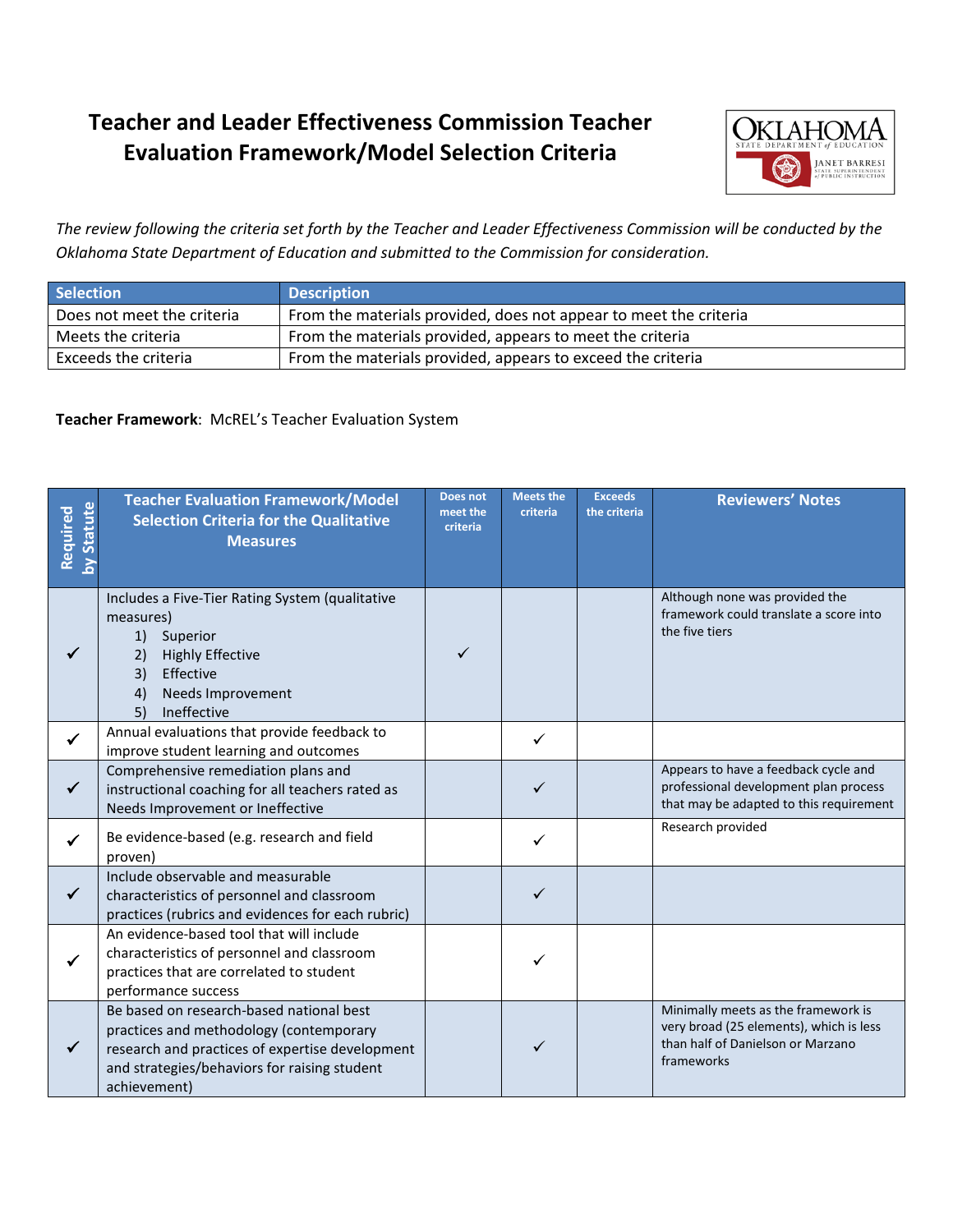# Teacher and Leader Effectiveness Commission Teacher Evaluation Framework/Model Selection Criteria

*The review following the criteria set forth by the Teacher and Leader Effectiveness Commission will be conducted by the Oklahoma State Department of Education and submitted to the Commission for consideration.*

| Selection | Description |
|---|---|
| Does not meet the criteria | From the materials provided, does not appear to meet the criteria |
| Meets the criteria | From the materials provided, appears to meet the criteria |
| Exceeds the criteria | From the materials provided, appears to exceed the criteria |

**Teacher Framework**: McREL's Teacher Evaluation System

| Required by Statute | Teacher Evaluation Framework/Model Selection Criteria for the Qualitative Measures | Does not meet the criteria | Meets the criteria | Exceeds the criteria | Reviewers' Notes |
|---|---|---|---|---|---|
| ✓ | Includes a Five-Tier Rating System (qualitative measures) 1) Superior 2) Highly Effective 3) Effective 4) Needs Improvement 5) Ineffective | ✓ | | | Although none was provided the framework could translate a score into the five tiers |
| ✓ | Annual evaluations that provide feedback to improve student learning and outcomes | | ✓ | | |
| ✓ | Comprehensive remediation plans and instructional coaching for all teachers rated as Needs Improvement or Ineffective | | ✓ | | Appears to have a feedback cycle and professional development plan process that may be adapted to this requirement |
| ✓ | Be evidence-based (e.g. research and field proven) | | ✓ | | Research provided |
| ✓ | Include observable and measurable characteristics of personnel and classroom practices (rubrics and evidences for each rubric) | | ✓ | | |
| ✓ | An evidence-based tool that will include characteristics of personnel and classroom practices that are correlated to student performance success | | ✓ | | |
| ✓ | Be based on research-based national best practices and methodology (contemporary research and practices of expertise development and strategies/behaviors for raising student achievement) | | ✓ | | Minimally meets as the framework is very broad (25 elements), which is less than half of Danielson or Marzano frameworks |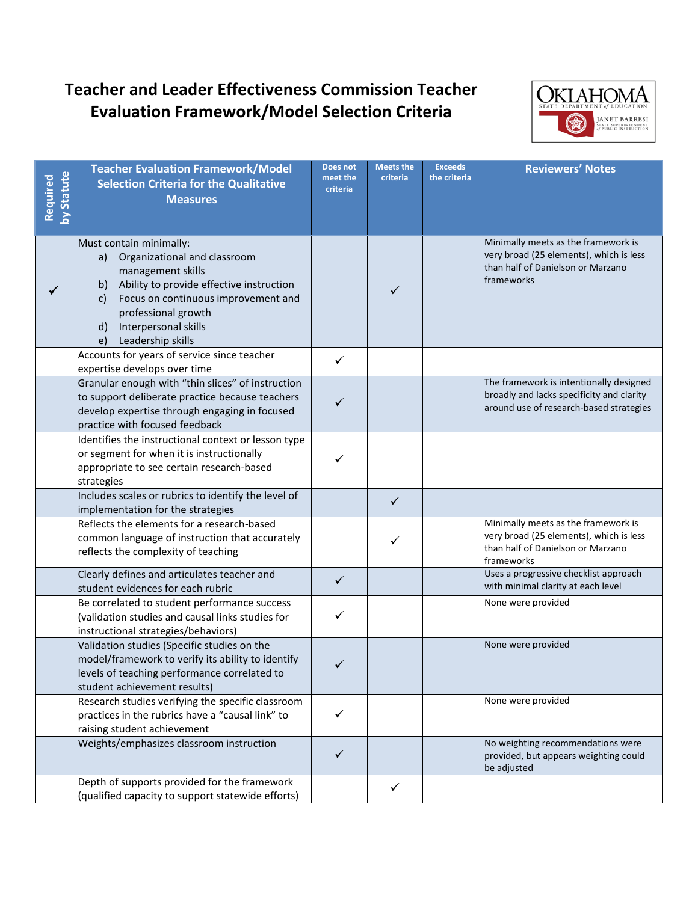# Teacher and Leader Effectiveness Commission Teacher Evaluation Framework/Model Selection Criteria

| Required by Statute | Teacher Evaluation Framework/Model Selection Criteria for the Qualitative Measures | Does not meet the criteria | Meets the criteria | Exceeds the criteria | Reviewers' Notes |
|---|---|---|---|---|---|
| ✓ | Must contain minimally:<br>a) Organizational and classroom management skills<br>b) Ability to provide effective instruction<br>c) Focus on continuous improvement and professional growth<br>d) Interpersonal skills<br>e) Leadership skills | | ✓ | | Minimally meets as the framework is very broad (25 elements), which is less than half of Danielson or Marzano frameworks |
| | Accounts for years of service since teacher expertise develops over time | ✓ | | | |
| | Granular enough with "thin slices" of instruction to support deliberate practice because teachers develop expertise through engaging in focused practice with focused feedback | ✓ | | | The framework is intentionally designed broadly and lacks specificity and clarity around use of research-based strategies |
| | Identifies the instructional context or lesson type or segment for when it is instructionally appropriate to see certain research-based strategies | ✓ | | | |
| | Includes scales or rubrics to identify the level of implementation for the strategies | | ✓ | | |
| | Reflects the elements for a research-based common language of instruction that accurately reflects the complexity of teaching | | ✓ | | Minimally meets as the framework is very broad (25 elements), which is less than half of Danielson or Marzano frameworks |
| | Clearly defines and articulates teacher and student evidences for each rubric | ✓ | | | Uses a progressive checklist approach with minimal clarity at each level |
| | Be correlated to student performance success (validation studies and causal links studies for instructional strategies/behaviors) | ✓ | | | None were provided |
| | Validation studies (Specific studies on the model/framework to verify its ability to identify levels of teaching performance correlated to student achievement results) | ✓ | | | None were provided |
| | Research studies verifying the specific classroom practices in the rubrics have a "causal link" to raising student achievement | ✓ | | | None were provided |
| | Weights/emphasizes classroom instruction | ✓ | | | No weighting recommendations were provided, but appears weighting could be adjusted |
| | Depth of supports provided for the framework (qualified capacity to support statewide efforts) | | ✓ | | |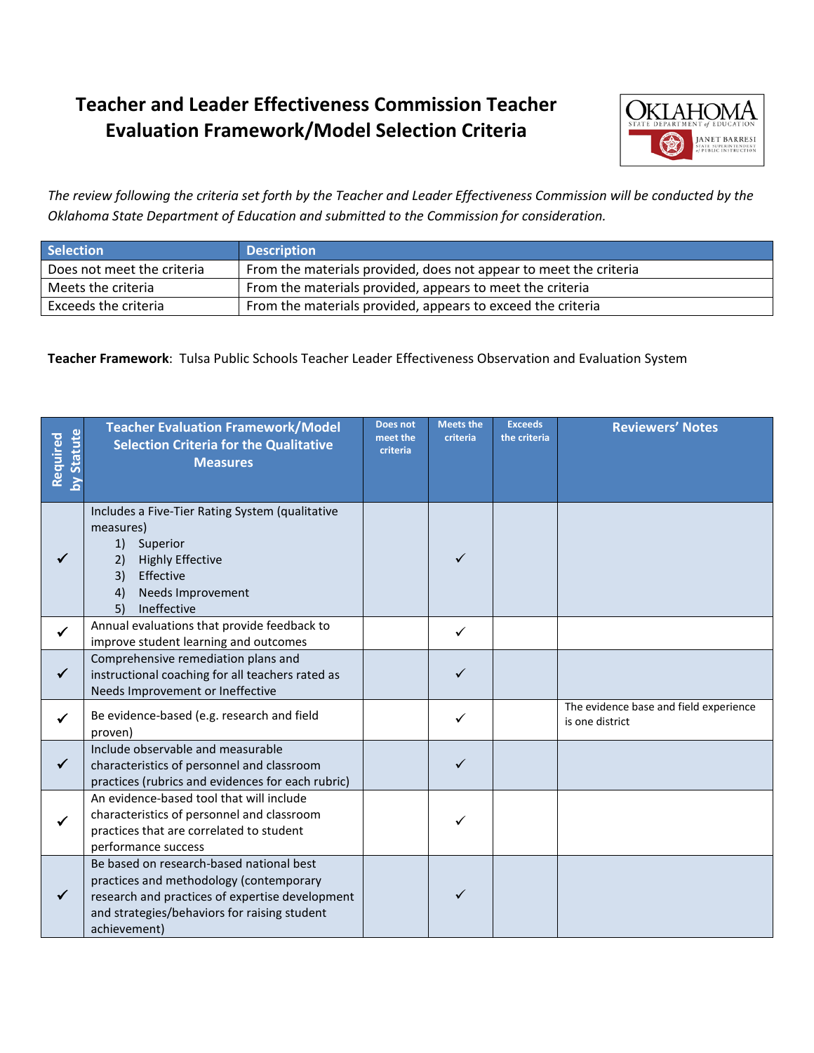# Teacher and Leader Effectiveness Commission Teacher Evaluation Framework/Model Selection Criteria

*The review following the criteria set forth by the Teacher and Leader Effectiveness Commission will be conducted by the Oklahoma State Department of Education and submitted to the Commission for consideration.*

| Selection | Description |
|---|---|
| Does not meet the criteria | From the materials provided, does not appear to meet the criteria |
| Meets the criteria | From the materials provided, appears to meet the criteria |
| Exceeds the criteria | From the materials provided, appears to exceed the criteria |

**Teacher Framework**: Tulsa Public Schools Teacher Leader Effectiveness Observation and Evaluation System

| Required by Statute | Teacher Evaluation Framework/Model Selection Criteria for the Qualitative Measures | Does not meet the criteria | Meets the criteria | Exceeds the criteria | Reviewers' Notes |
|---|---|---|---|---|---|
| ✓ | Includes a Five-Tier Rating System (qualitative measures) 1) Superior 2) Highly Effective 3) Effective 4) Needs Improvement 5) Ineffective | | ✓ | | |
| ✓ | Annual evaluations that provide feedback to improve student learning and outcomes | | ✓ | | |
| ✓ | Comprehensive remediation plans and instructional coaching for all teachers rated as Needs Improvement or Ineffective | | ✓ | | |
| ✓ | Be evidence-based (e.g. research and field proven) | | ✓ | | The evidence base and field experience is one district |
| ✓ | Include observable and measurable characteristics of personnel and classroom practices (rubrics and evidences for each rubric) | | ✓ | | |
| ✓ | An evidence-based tool that will include characteristics of personnel and classroom practices that are correlated to student performance success | | ✓ | | |
| ✓ | Be based on research-based national best practices and methodology (contemporary research and practices of expertise development and strategies/behaviors for raising student achievement) | | ✓ | | |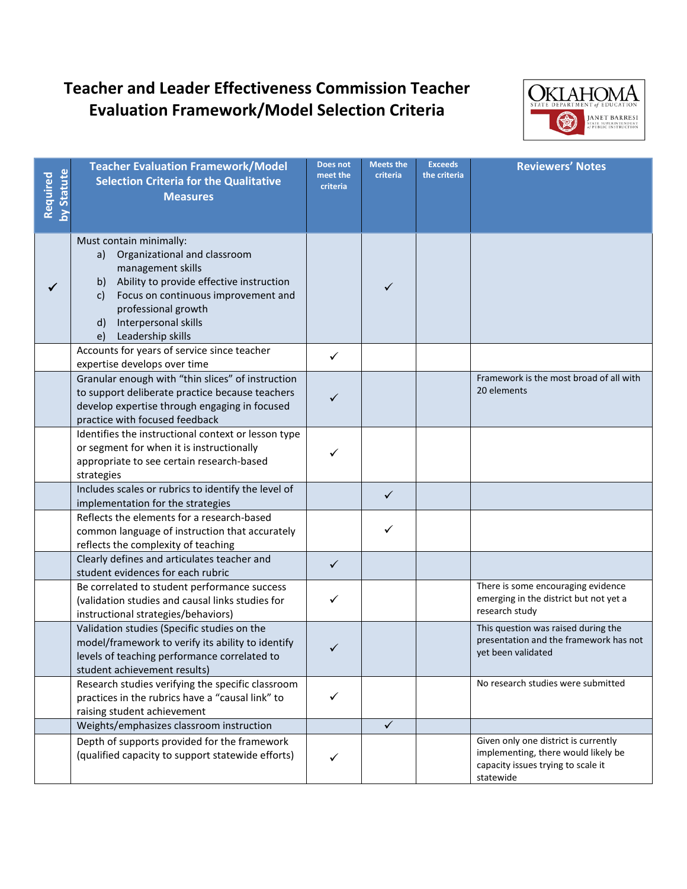# Teacher and Leader Effectiveness Commission Teacher Evaluation Framework/Model Selection Criteria

| Required by Statute | Teacher Evaluation Framework/Model Selection Criteria for the Qualitative Measures | Does not meet the criteria | Meets the criteria | Exceeds the criteria | Reviewers' Notes |
|---|---|---|---|---|---|
| ✓ | Must contain minimally: a) Organizational and classroom management skills b) Ability to provide effective instruction c) Focus on continuous improvement and professional growth d) Interpersonal skills e) Leadership skills | | ✓ | | |
| | Accounts for years of service since teacher expertise develops over time | ✓ | | | |
| | Granular enough with "thin slices" of instruction to support deliberate practice because teachers develop expertise through engaging in focused practice with focused feedback | ✓ | | | Framework is the most broad of all with 20 elements |
| | Identifies the instructional context or lesson type or segment for when it is instructionally appropriate to see certain research-based strategies | ✓ | | | |
| | Includes scales or rubrics to identify the level of implementation for the strategies | | ✓ | | |
| | Reflects the elements for a research-based common language of instruction that accurately reflects the complexity of teaching | | ✓ | | |
| | Clearly defines and articulates teacher and student evidences for each rubric | ✓ | | | |
| | Be correlated to student performance success (validation studies and causal links studies for instructional strategies/behaviors) | ✓ | | | There is some encouraging evidence emerging in the district but not yet a research study |
| | Validation studies (Specific studies on the model/framework to verify its ability to identify levels of teaching performance correlated to student achievement results) | ✓ | | | This question was raised during the presentation and the framework has not yet been validated |
| | Research studies verifying the specific classroom practices in the rubrics have a "causal link" to raising student achievement | ✓ | | | No research studies were submitted |
| | Weights/emphasizes classroom instruction | | ✓ | | |
| | Depth of supports provided for the framework (qualified capacity to support statewide efforts) | ✓ | | | Given only one district is currently implementing, there would likely be capacity issues trying to scale it statewide |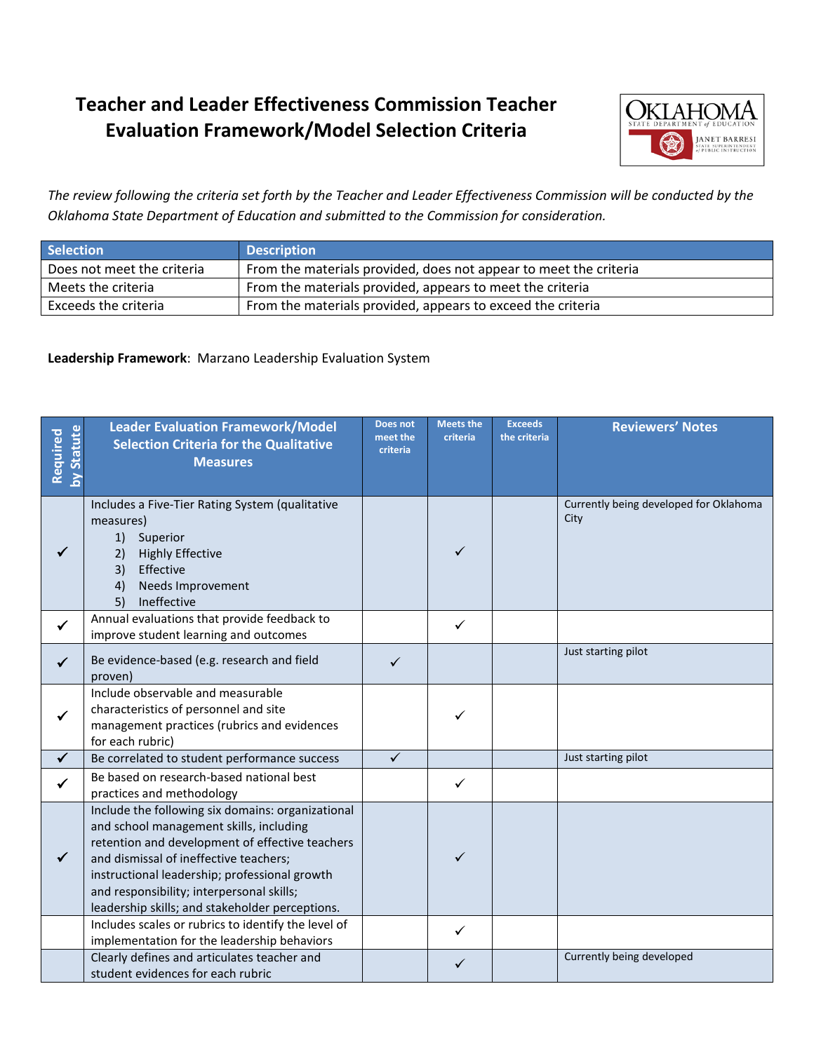# Teacher and Leader Effectiveness Commission Teacher Evaluation Framework/Model Selection Criteria

*The review following the criteria set forth by the Teacher and Leader Effectiveness Commission will be conducted by the Oklahoma State Department of Education and submitted to the Commission for consideration.*

| Selection | Description |
|---|---|
| Does not meet the criteria | From the materials provided, does not appear to meet the criteria |
| Meets the criteria | From the materials provided, appears to meet the criteria |
| Exceeds the criteria | From the materials provided, appears to exceed the criteria |

**Leadership Framework**: Marzano Leadership Evaluation System

| Required by Statute | Leader Evaluation Framework/Model Selection Criteria for the Qualitative Measures | Does not meet the criteria | Meets the criteria | Exceeds the criteria | Reviewers' Notes |
|---|---|---|---|---|---|
| ✓ | Includes a Five-Tier Rating System (qualitative measures)<br>1) Superior<br>2) Highly Effective<br>3) Effective<br>4) Needs Improvement<br>5) Ineffective | | ✓ | | Currently being developed for Oklahoma City |
| ✓ | Annual evaluations that provide feedback to improve student learning and outcomes | | ✓ | | |
| ✓ | Be evidence-based (e.g. research and field proven) | ✓ | | | Just starting pilot |
| ✓ | Include observable and measurable characteristics of personnel and site management practices (rubrics and evidences for each rubric) | | ✓ | | |
| ✓ | Be correlated to student performance success | ✓ | | | Just starting pilot |
| ✓ | Be based on research-based national best practices and methodology | | ✓ | | |
| ✓ | Include the following six domains: organizational and school management skills, including retention and development of effective teachers and dismissal of ineffective teachers; instructional leadership; professional growth and responsibility; interpersonal skills; leadership skills; and stakeholder perceptions. | | ✓ | | |
| | Includes scales or rubrics to identify the level of implementation for the leadership behaviors | | ✓ | | |
| | Clearly defines and articulates teacher and student evidences for each rubric | | ✓ | | Currently being developed |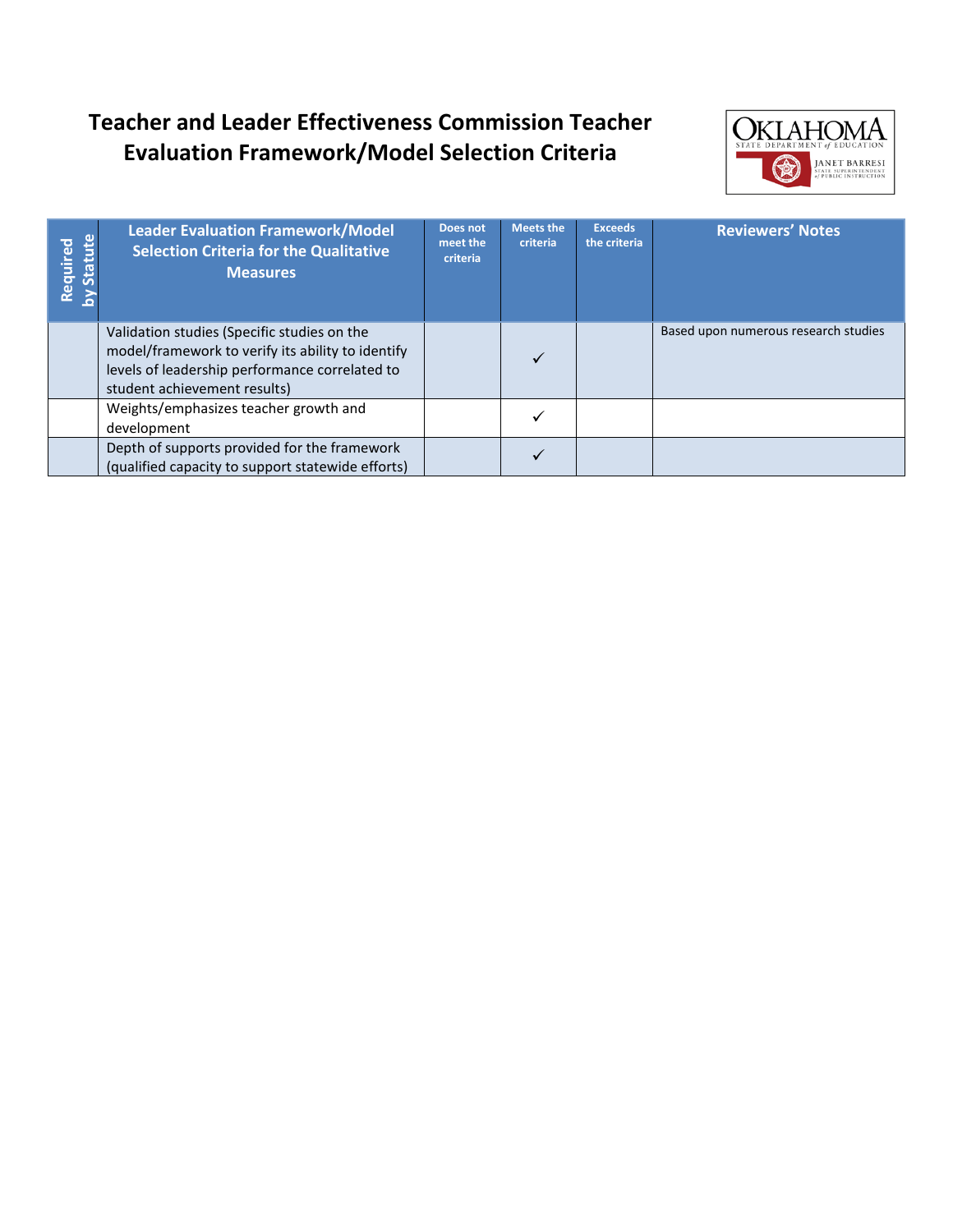# Teacher and Leader Effectiveness Commission Teacher Evaluation Framework/Model Selection Criteria

| Required by Statute | Leader Evaluation Framework/Model Selection Criteria for the Qualitative Measures | Does not meet the criteria | Meets the criteria | Exceeds the criteria | Reviewers' Notes |
|---|---|---|---|---|---|
| | Validation studies (Specific studies on the model/framework to verify its ability to identify levels of leadership performance correlated to student achievement results) | | ✓ | | Based upon numerous research studies |
| | Weights/emphasizes teacher growth and development | | ✓ | | |
| | Depth of supports provided for the framework (qualified capacity to support statewide efforts) | | ✓ | | |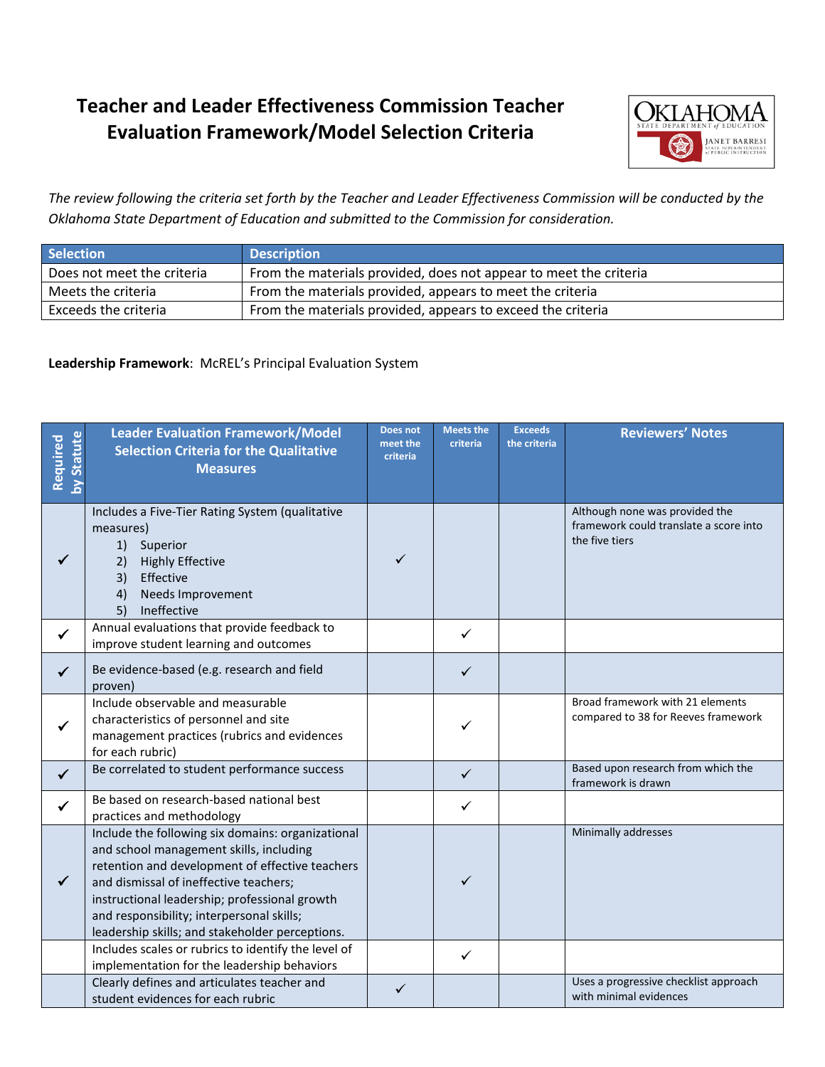# Teacher and Leader Effectiveness Commission Teacher Evaluation Framework/Model Selection Criteria

*The review following the criteria set forth by the Teacher and Leader Effectiveness Commission will be conducted by the Oklahoma State Department of Education and submitted to the Commission for consideration.*

| Selection | Description |
|---|---|
| Does not meet the criteria | From the materials provided, does not appear to meet the criteria |
| Meets the criteria | From the materials provided, appears to meet the criteria |
| Exceeds the criteria | From the materials provided, appears to exceed the criteria |

**Leadership Framework**: McREL's Principal Evaluation System

| Required by Statute | Leader Evaluation Framework/Model Selection Criteria for the Qualitative Measures | Does not meet the criteria | Meets the criteria | Exceeds the criteria | Reviewers' Notes |
|---|---|---|---|---|---|
| ✓ | Includes a Five-Tier Rating System (qualitative measures) 1) Superior 2) Highly Effective 3) Effective 4) Needs Improvement 5) Ineffective | ✓ | | | Although none was provided the framework could translate a score into the five tiers |
| ✓ | Annual evaluations that provide feedback to improve student learning and outcomes | | ✓ | | |
| ✓ | Be evidence-based (e.g. research and field proven) | | ✓ | | |
| ✓ | Include observable and measurable characteristics of personnel and site management practices (rubrics and evidences for each rubric) | | ✓ | | Broad framework with 21 elements compared to 38 for Reeves framework |
| ✓ | Be correlated to student performance success | | ✓ | | Based upon research from which the framework is drawn |
| ✓ | Be based on research-based national best practices and methodology | | ✓ | | |
| ✓ | Include the following six domains: organizational and school management skills, including retention and development of effective teachers and dismissal of ineffective teachers; instructional leadership; professional growth and responsibility; interpersonal skills; leadership skills; and stakeholder perceptions. | | ✓ | | Minimally addresses |
| | Includes scales or rubrics to identify the level of implementation for the leadership behaviors | | ✓ | | |
| | Clearly defines and articulates teacher and student evidences for each rubric | ✓ | | | Uses a progressive checklist approach with minimal evidences |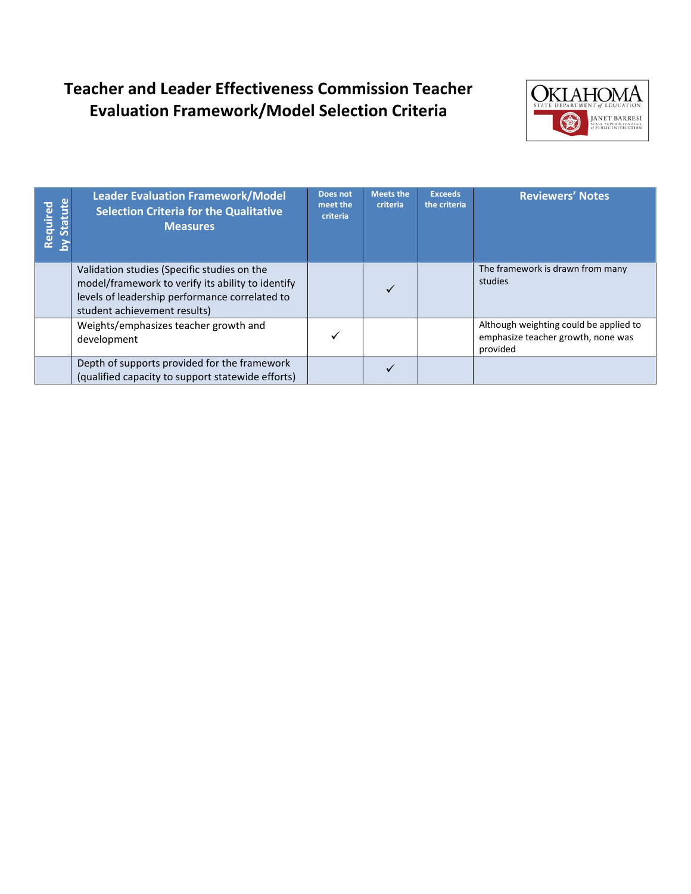# Teacher and Leader Effectiveness Commission Teacher Evaluation Framework/Model Selection Criteria

| Required by Statute | Leader Evaluation Framework/Model Selection Criteria for the Qualitative Measures | Does not meet the criteria | Meets the criteria | Exceeds the criteria | Reviewers' Notes |
|---|---|---|---|---|---|
| | Validation studies (Specific studies on the model/framework to verify its ability to identify levels of leadership performance correlated to student achievement results) | | ✓ | | The framework is drawn from many studies |
| | Weights/emphasizes teacher growth and development | ✓ | | | Although weighting could be applied to emphasize teacher growth, none was provided |
| | Depth of supports provided for the framework (qualified capacity to support statewide efforts) | | ✓ | | |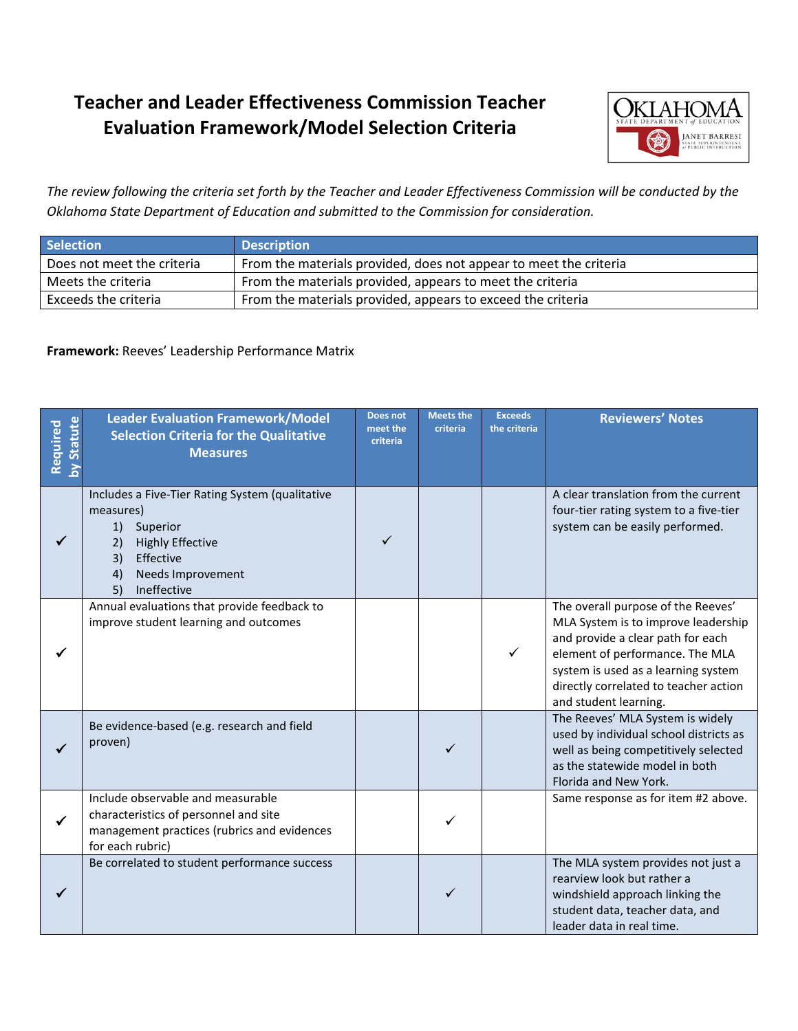# Teacher and Leader Effectiveness Commission Teacher Evaluation Framework/Model Selection Criteria

*The review following the criteria set forth by the Teacher and Leader Effectiveness Commission will be conducted by the Oklahoma State Department of Education and submitted to the Commission for consideration.*

| Selection | Description |
|---|---|
| Does not meet the criteria | From the materials provided, does not appear to meet the criteria |
| Meets the criteria | From the materials provided, appears to meet the criteria |
| Exceeds the criteria | From the materials provided, appears to exceed the criteria |

**Framework:** Reeves' Leadership Performance Matrix

| Required by Statute | Leader Evaluation Framework/Model Selection Criteria for the Qualitative Measures | Does not meet the criteria | Meets the criteria | Exceeds the criteria | Reviewers' Notes |
|---|---|---|---|---|---|
| ✓ | Includes a Five-Tier Rating System (qualitative measures) 1) Superior 2) Highly Effective 3) Effective 4) Needs Improvement 5) Ineffective | ✓ | | | A clear translation from the current four-tier rating system to a five-tier system can be easily performed. |
| ✓ | Annual evaluations that provide feedback to improve student learning and outcomes | | | ✓ | The overall purpose of the Reeves' MLA System is to improve leadership and provide a clear path for each element of performance. The MLA system is used as a learning system directly correlated to teacher action and student learning. |
| ✓ | Be evidence-based (e.g. research and field proven) | | ✓ | | The Reeves' MLA System is widely used by individual school districts as well as being competitively selected as the statewide model in both Florida and New York. |
| ✓ | Include observable and measurable characteristics of personnel and site management practices (rubrics and evidences for each rubric) | | ✓ | | Same response as for item #2 above. |
| ✓ | Be correlated to student performance success | | ✓ | | The MLA system provides not just a rearview look but rather a windshield approach linking the student data, teacher data, and leader data in real time. |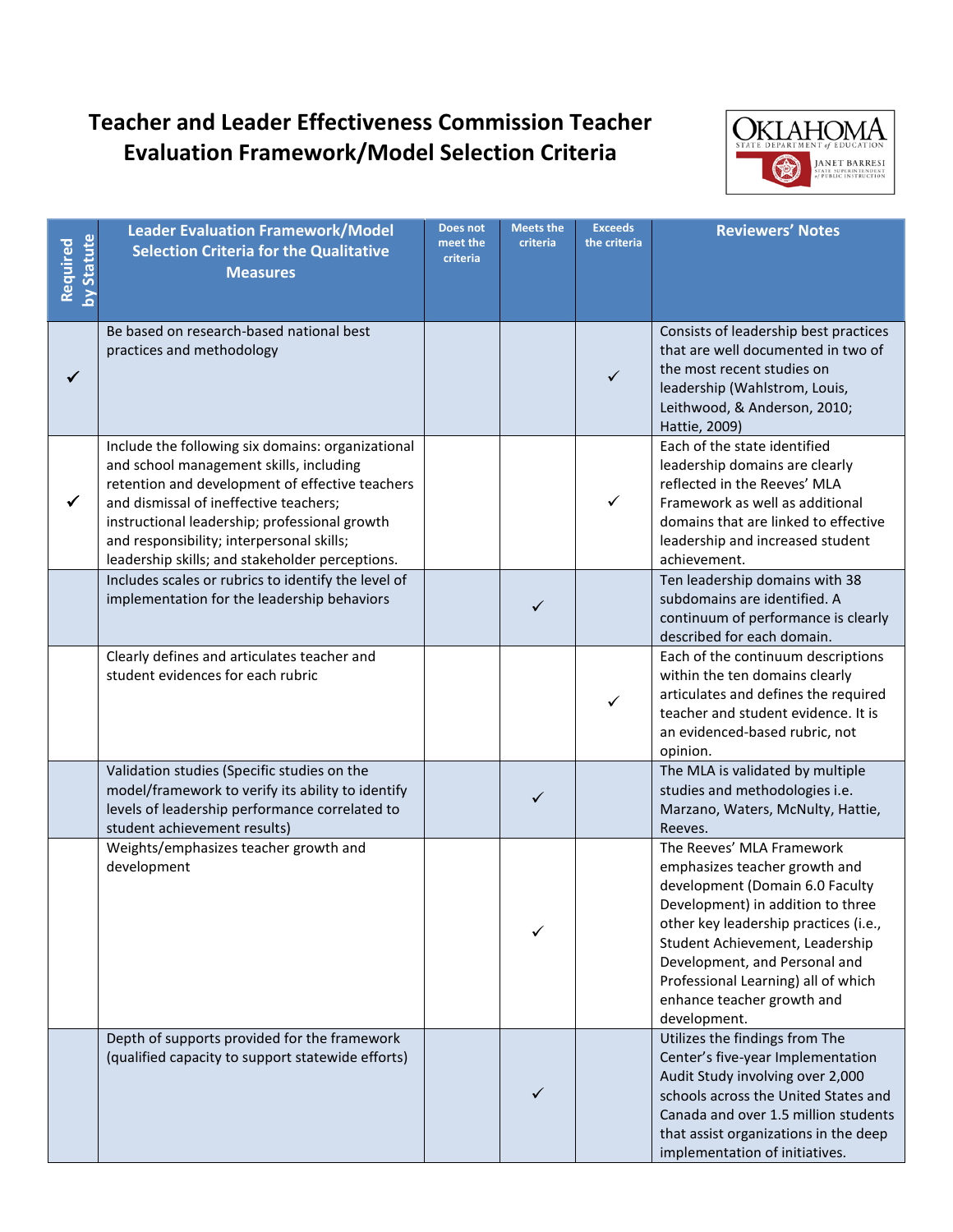# Teacher and Leader Effectiveness Commission Teacher Evaluation Framework/Model Selection Criteria

| Required by Statute | Leader Evaluation Framework/Model Selection Criteria for the Qualitative Measures | Does not meet the criteria | Meets the criteria | Exceeds the criteria | Reviewers' Notes |
|---|---|---|---|---|---|
| ✓ | Be based on research-based national best practices and methodology | | | ✓ | Consists of leadership best practices that are well documented in two of the most recent studies on leadership (Wahlstrom, Louis, Leithwood, & Anderson, 2010; Hattie, 2009) |
| ✓ | Include the following six domains: organizational and school management skills, including retention and development of effective teachers and dismissal of ineffective teachers; instructional leadership; professional growth and responsibility; interpersonal skills; leadership skills; and stakeholder perceptions. | | | ✓ | Each of the state identified leadership domains are clearly reflected in the Reeves' MLA Framework as well as additional domains that are linked to effective leadership and increased student achievement. |
| | Includes scales or rubrics to identify the level of implementation for the leadership behaviors | | ✓ | | Ten leadership domains with 38 subdomains are identified. A continuum of performance is clearly described for each domain. |
| | Clearly defines and articulates teacher and student evidences for each rubric | | | ✓ | Each of the continuum descriptions within the ten domains clearly articulates and defines the required teacher and student evidence. It is an evidenced-based rubric, not opinion. |
| | Validation studies (Specific studies on the model/framework to verify its ability to identify levels of leadership performance correlated to student achievement results) | | ✓ | | The MLA is validated by multiple studies and methodologies i.e. Marzano, Waters, McNulty, Hattie, Reeves. |
| | Weights/emphasizes teacher growth and development | | ✓ | | The Reeves' MLA Framework emphasizes teacher growth and development (Domain 6.0 Faculty Development) in addition to three other key leadership practices (i.e., Student Achievement, Leadership Development, and Personal and Professional Learning) all of which enhance teacher growth and development. |
| | Depth of supports provided for the framework (qualified capacity to support statewide efforts) | | ✓ | | Utilizes the findings from The Center's five-year Implementation Audit Study involving over 2,000 schools across the United States and Canada and over 1.5 million students that assist organizations in the deep implementation of initiatives. |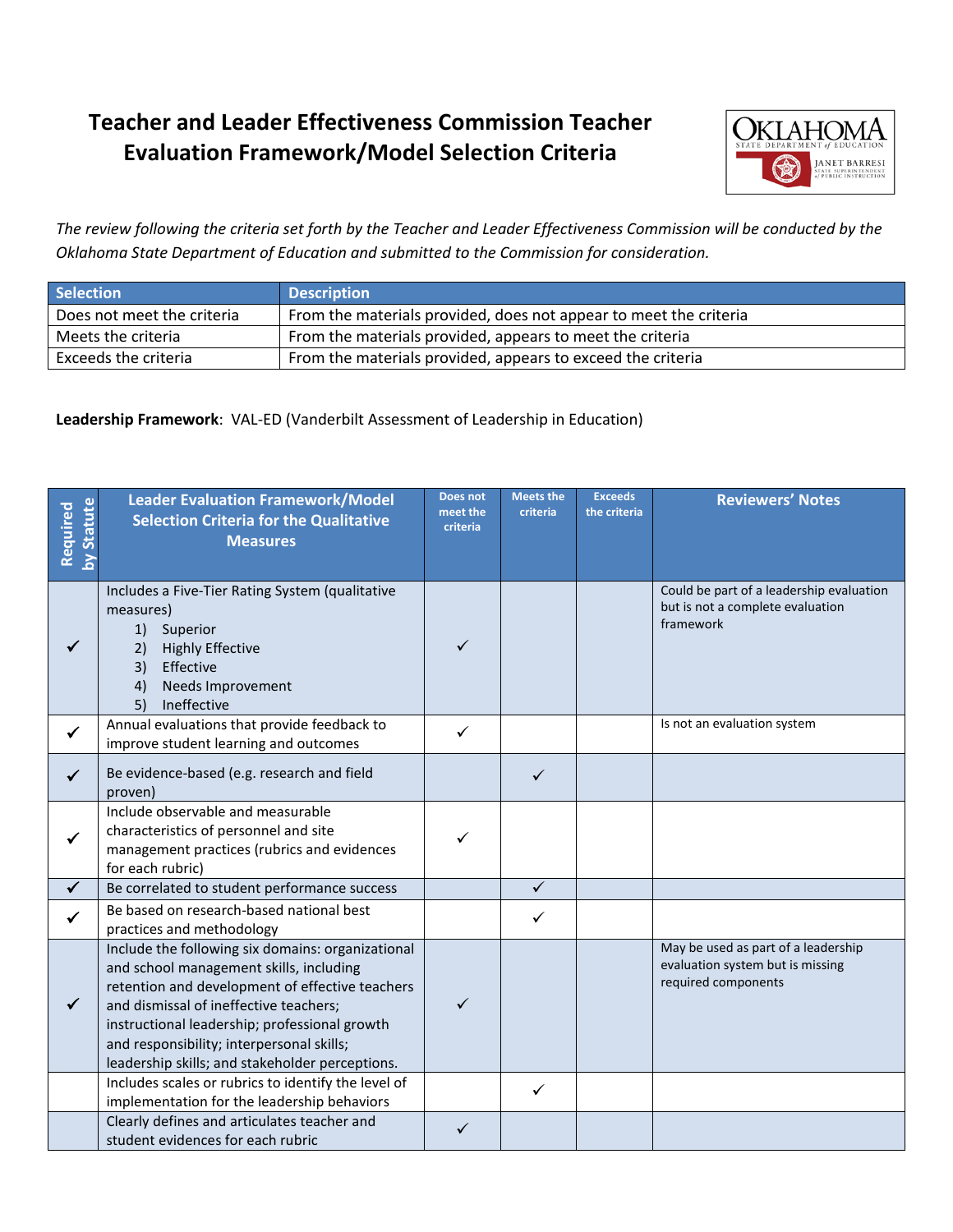# Teacher and Leader Effectiveness Commission Teacher Evaluation Framework/Model Selection Criteria

*The review following the criteria set forth by the Teacher and Leader Effectiveness Commission will be conducted by the Oklahoma State Department of Education and submitted to the Commission for consideration.*

| Selection | Description |
|---|---|
| Does not meet the criteria | From the materials provided, does not appear to meet the criteria |
| Meets the criteria | From the materials provided, appears to meet the criteria |
| Exceeds the criteria | From the materials provided, appears to exceed the criteria |

**Leadership Framework**: VAL-ED (Vanderbilt Assessment of Leadership in Education)

| Required by Statute | Leader Evaluation Framework/Model Selection Criteria for the Qualitative Measures | Does not meet the criteria | Meets the criteria | Exceeds the criteria | Reviewers' Notes |
|---|---|---|---|---|---|
| ✓ | Includes a Five-Tier Rating System (qualitative measures) 1) Superior 2) Highly Effective 3) Effective 4) Needs Improvement 5) Ineffective | ✓ | | | Could be part of a leadership evaluation but is not a complete evaluation framework |
| ✓ | Annual evaluations that provide feedback to improve student learning and outcomes | ✓ | | | Is not an evaluation system |
| ✓ | Be evidence-based (e.g. research and field proven) | | ✓ | | |
| ✓ | Include observable and measurable characteristics of personnel and site management practices (rubrics and evidences for each rubric) | ✓ | | | |
| ✓ | Be correlated to student performance success | | ✓ | | |
| ✓ | Be based on research-based national best practices and methodology | | ✓ | | |
| ✓ | Include the following six domains: organizational and school management skills, including retention and development of effective teachers and dismissal of ineffective teachers; instructional leadership; professional growth and responsibility; interpersonal skills; leadership skills; and stakeholder perceptions. | ✓ | | | May be used as part of a leadership evaluation system but is missing required components |
| | Includes scales or rubrics to identify the level of implementation for the leadership behaviors | | ✓ | | |
| | Clearly defines and articulates teacher and student evidences for each rubric | ✓ | | | |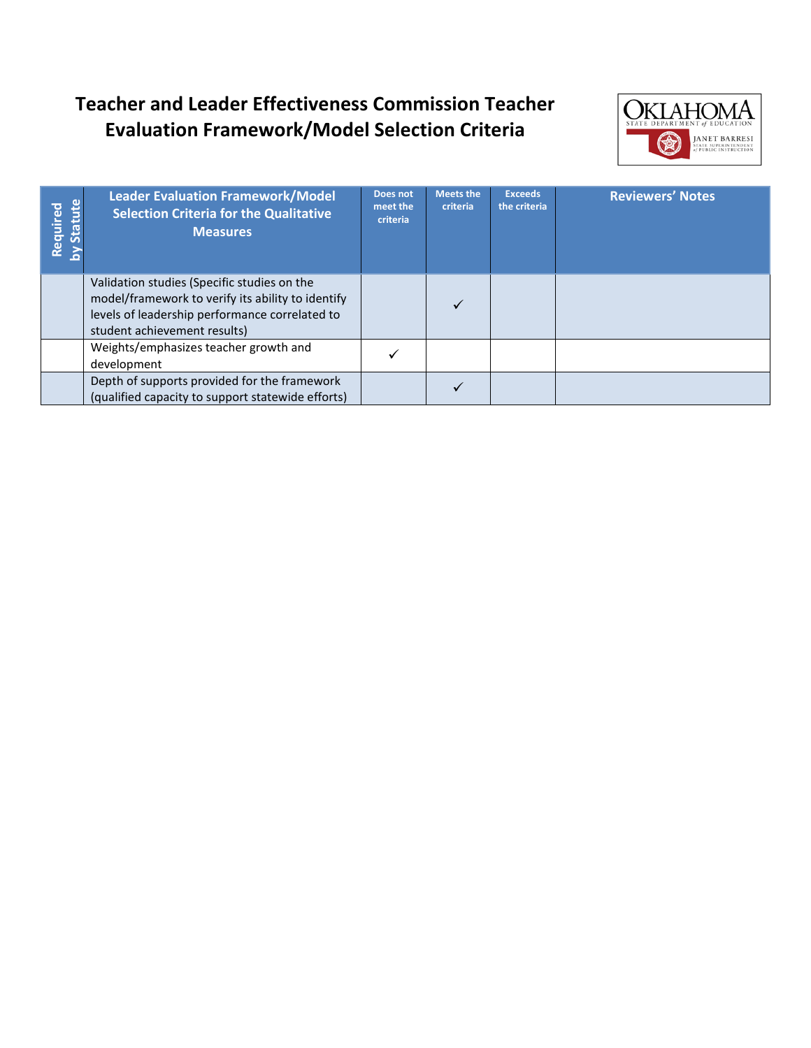# Teacher and Leader Effectiveness Commission Teacher Evaluation Framework/Model Selection Criteria

| Required by Statute | Leader Evaluation Framework/Model Selection Criteria for the Qualitative Measures | Does not meet the criteria | Meets the criteria | Exceeds the criteria | Reviewers' Notes |
|---|---|---|---|---|---|
| | Validation studies (Specific studies on the model/framework to verify its ability to identify levels of leadership performance correlated to student achievement results) | | ✓ | | |
| | Weights/emphasizes teacher growth and development | ✓ | | | |
| | Depth of supports provided for the framework (qualified capacity to support statewide efforts) | | ✓ | | |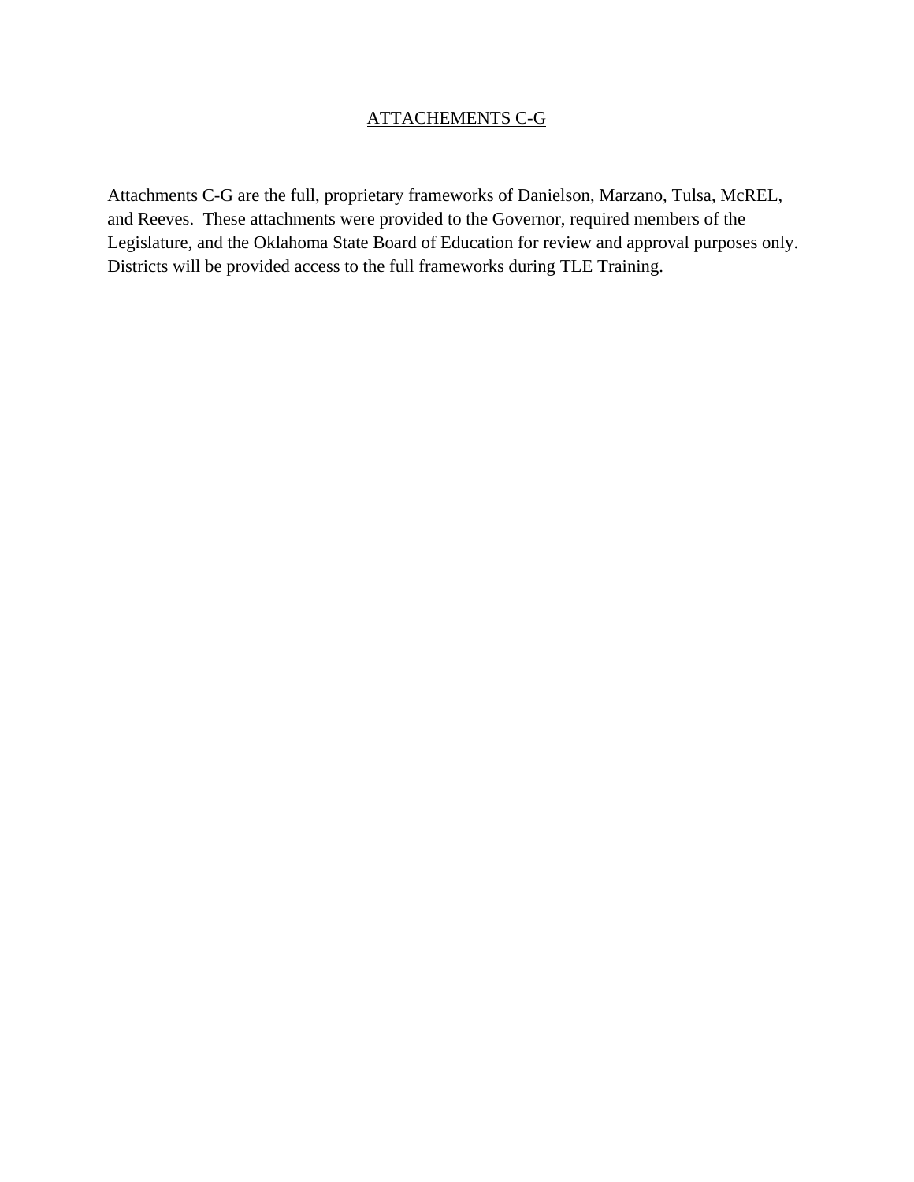## ATTACHEMENTS C-G

Attachments C-G are the full, proprietary frameworks of Danielson, Marzano, Tulsa, McREL, and Reeves. These attachments were provided to the Governor, required members of the Legislature, and the Oklahoma State Board of Education for review and approval purposes only. Districts will be provided access to the full frameworks during TLE Training.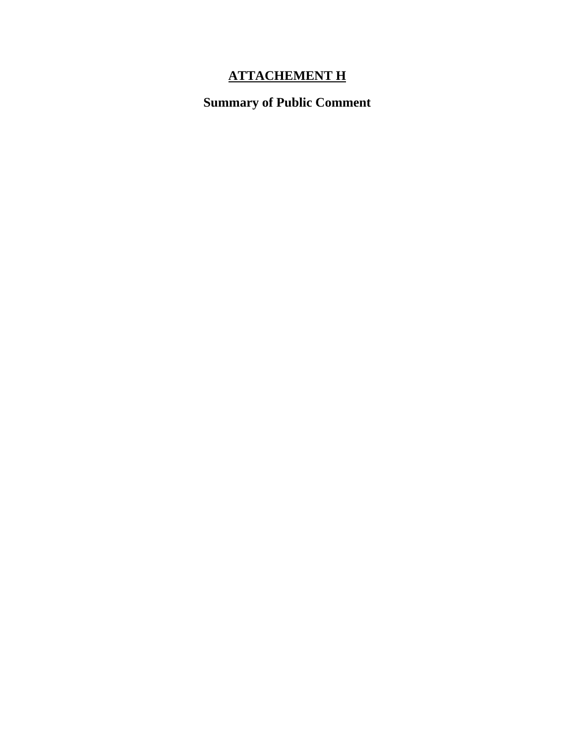# ATTACHEMENT H

## Summary of Public Comment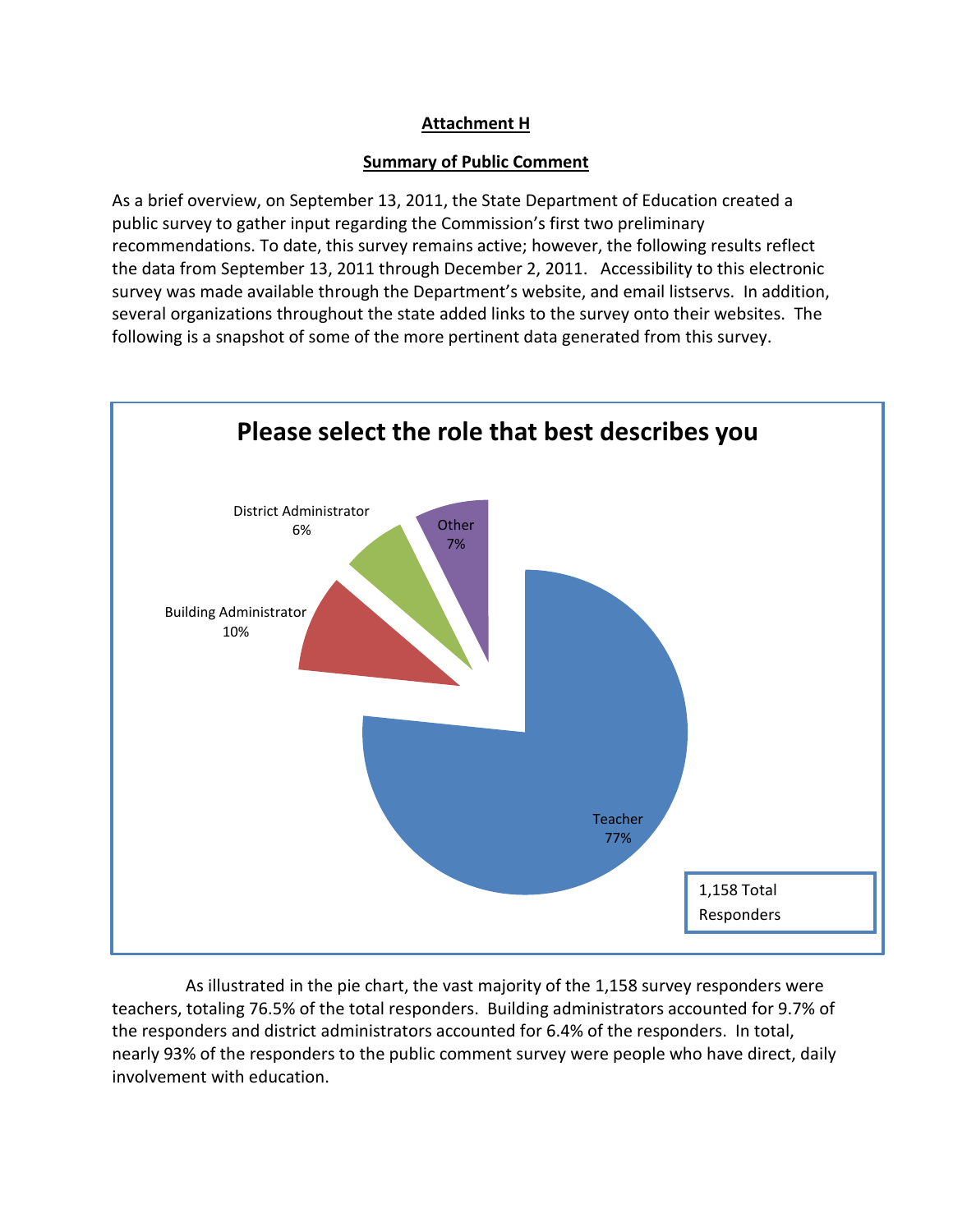**Attachment H**

**Summary of Public Comment**

As a brief overview, on September 13, 2011, the State Department of Education created a public survey to gather input regarding the Commission's first two preliminary recommendations. To date, this survey remains active; however, the following results reflect the data from September 13, 2011 through December 2, 2011. Accessibility to this electronic survey was made available through the Department's website, and email listservs. In addition, several organizations throughout the state added links to the survey onto their websites. The following is a snapshot of some of the more pertinent data generated from this survey.

**Please select the role that best describes you**

| Role | Percentage |
| --- | --- |
| Teacher | 77% |
| Building Administrator | 10% |
| District Administrator | 6% |
| Other | 7% |

1,158 Total Responders

As illustrated in the pie chart, the vast majority of the 1,158 survey responders were teachers, totaling 76.5% of the total responders. Building administrators accounted for 9.7% of the responders and district administrators accounted for 6.4% of the responders. In total, nearly 93% of the responders to the public comment survey were people who have direct, daily involvement with education.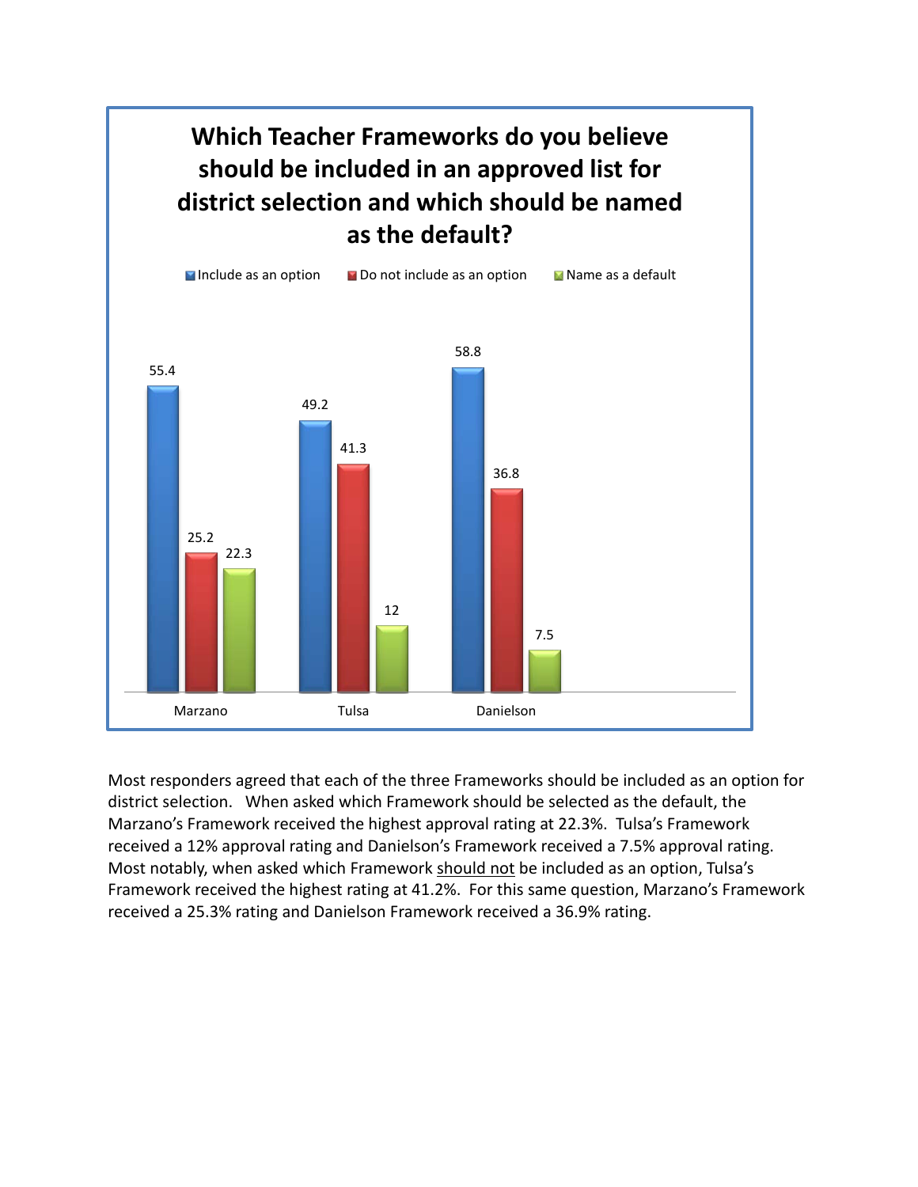**Which Teacher Frameworks do you believe should be included in an approved list for district selection and which should be named as the default?**

| | Include as an option | Do not include as an option | Name as a default |
|---|---|---|---|
| Marzano | 55.4 | 25.2 | 22.3 |
| Tulsa | 49.2 | 41.3 | 12 |
| Danielson | 58.8 | 36.8 | 7.5 |

Most responders agreed that each of the three Frameworks should be included as an option for district selection. When asked which Framework should be selected as the default, the Marzano's Framework received the highest approval rating at 22.3%. Tulsa's Framework received a 12% approval rating and Danielson's Framework received a 7.5% approval rating. Most notably, when asked which Framework <u>should not</u> be included as an option, Tulsa's Framework received the highest rating at 41.2%. For this same question, Marzano's Framework received a 25.3% rating and Danielson Framework received a 36.9% rating.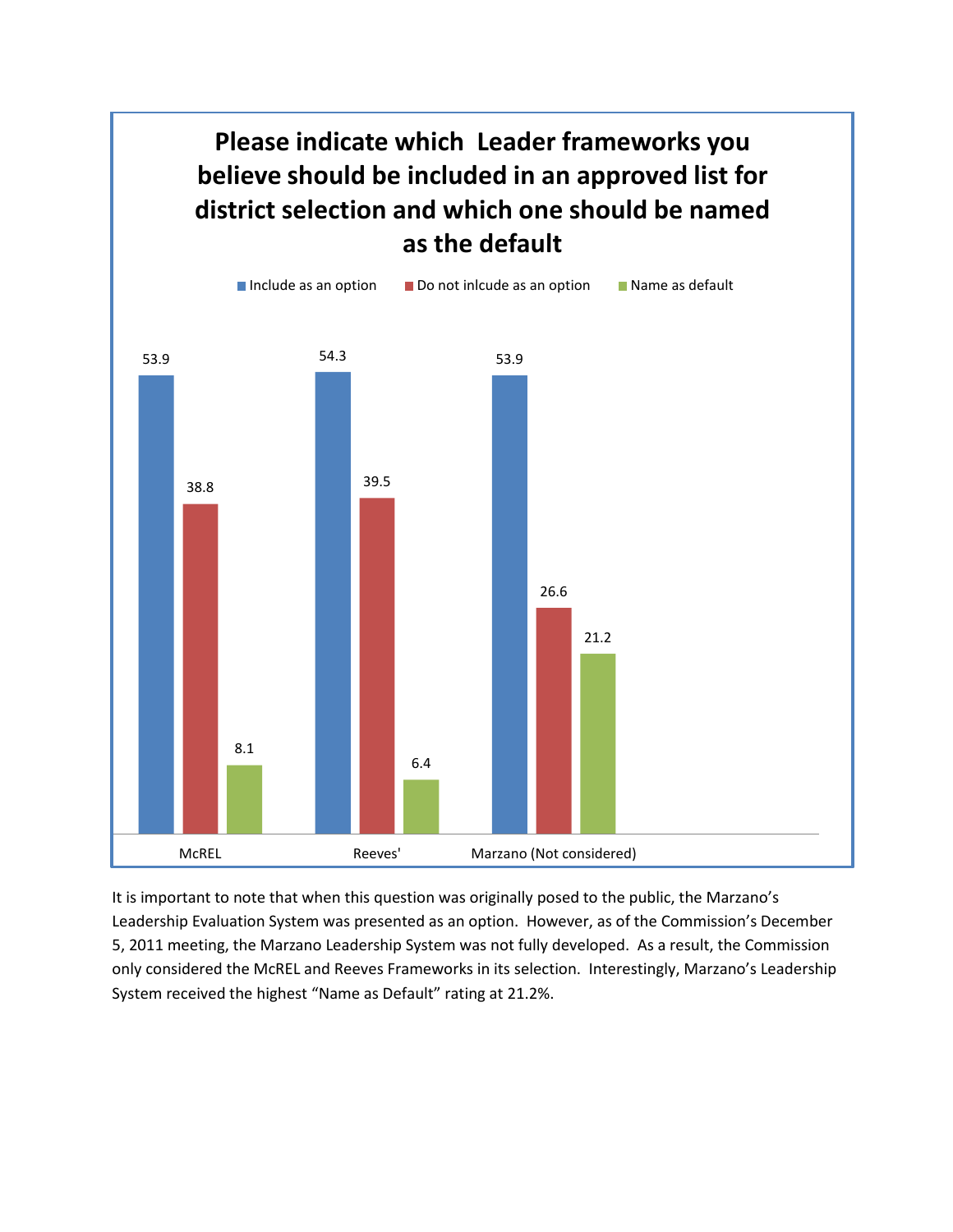**Please indicate which Leader frameworks you believe should be included in an approved list for district selection and which one should be named as the default**

| | Include as an option | Do not inlcude as an option | Name as default |
|---|---|---|---|
| McREL | 53.9 | 38.8 | 8.1 |
| Reeves' | 54.3 | 39.5 | 6.4 |
| Marzano (Not considered) | 53.9 | 26.6 | 21.2 |

It is important to note that when this question was originally posed to the public, the Marzano's Leadership Evaluation System was presented as an option. However, as of the Commission's December 5, 2011 meeting, the Marzano Leadership System was not fully developed. As a result, the Commission only considered the McREL and Reeves Frameworks in its selection. Interestingly, Marzano's Leadership System received the highest "Name as Default" rating at 21.2%.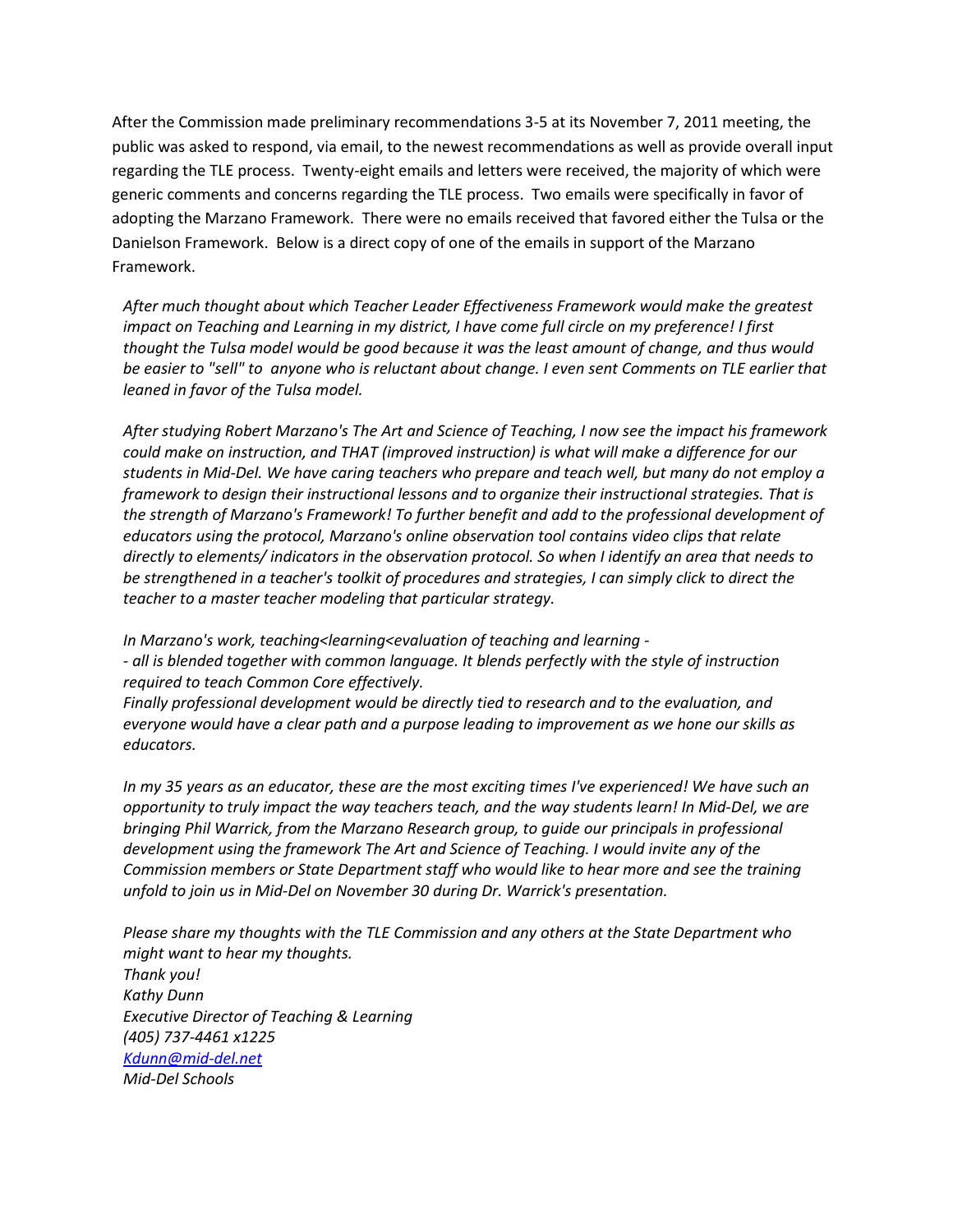After the Commission made preliminary recommendations 3-5 at its November 7, 2011 meeting, the public was asked to respond, via email, to the newest recommendations as well as provide overall input regarding the TLE process. Twenty-eight emails and letters were received, the majority of which were generic comments and concerns regarding the TLE process. Two emails were specifically in favor of adopting the Marzano Framework. There were no emails received that favored either the Tulsa or the Danielson Framework. Below is a direct copy of one of the emails in support of the Marzano Framework.

> *After much thought about which Teacher Leader Effectiveness Framework would make the greatest impact on Teaching and Learning in my district, I have come full circle on my preference! I first thought the Tulsa model would be good because it was the least amount of change, and thus would be easier to "sell" to anyone who is reluctant about change. I even sent Comments on TLE earlier that leaned in favor of the Tulsa model.*
>
> *After studying Robert Marzano's The Art and Science of Teaching, I now see the impact his framework could make on instruction, and THAT (improved instruction) is what will make a difference for our students in Mid-Del. We have caring teachers who prepare and teach well, but many do not employ a framework to design their instructional lessons and to organize their instructional strategies. That is the strength of Marzano's Framework! To further benefit and add to the professional development of educators using the protocol, Marzano's online observation tool contains video clips that relate directly to elements/ indicators in the observation protocol. So when I identify an area that needs to be strengthened in a teacher's toolkit of procedures and strategies, I can simply click to direct the teacher to a master teacher modeling that particular strategy.*
>
> *In Marzano's work, teaching<learning<evaluation of teaching and learning -*
> *- all is blended together with common language. It blends perfectly with the style of instruction required to teach Common Core effectively.*
> *Finally professional development would be directly tied to research and to the evaluation, and everyone would have a clear path and a purpose leading to improvement as we hone our skills as educators.*
>
> *In my 35 years as an educator, these are the most exciting times I've experienced! We have such an opportunity to truly impact the way teachers teach, and the way students learn! In Mid-Del, we are bringing Phil Warrick, from the Marzano Research group, to guide our principals in professional development using the framework The Art and Science of Teaching. I would invite any of the Commission members or State Department staff who would like to hear more and see the training unfold to join us in Mid-Del on November 30 during Dr. Warrick's presentation.*
>
> *Please share my thoughts with the TLE Commission and any others at the State Department who might want to hear my thoughts.*
> *Thank you!*
> *Kathy Dunn*
> *Executive Director of Teaching & Learning*
> *(405) 737-4461 x1225*
> *Kdunn@mid-del.net*
> *Mid-Del Schools*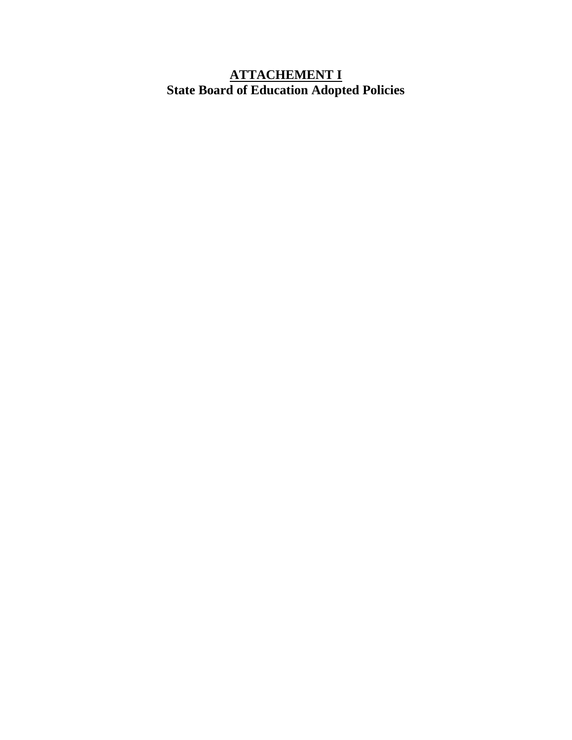**<u>ATTACHEMENT I</u>**
**State Board of Education Adopted Policies**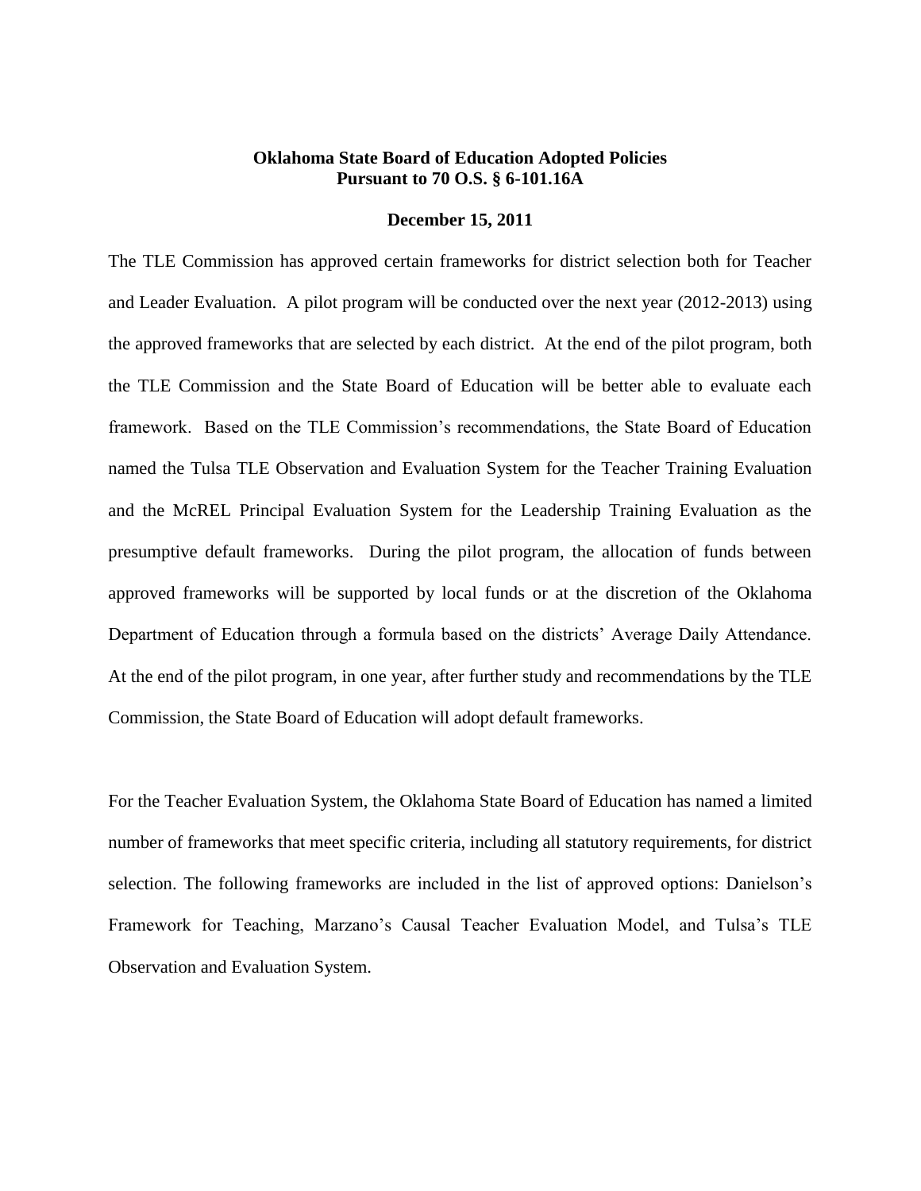**Oklahoma State Board of Education Adopted Policies**
**Pursuant to 70 O.S. § 6-101.16A**

**December 15, 2011**

The TLE Commission has approved certain frameworks for district selection both for Teacher and Leader Evaluation. A pilot program will be conducted over the next year (2012-2013) using the approved frameworks that are selected by each district. At the end of the pilot program, both the TLE Commission and the State Board of Education will be better able to evaluate each framework. Based on the TLE Commission's recommendations, the State Board of Education named the Tulsa TLE Observation and Evaluation System for the Teacher Training Evaluation and the McREL Principal Evaluation System for the Leadership Training Evaluation as the presumptive default frameworks. During the pilot program, the allocation of funds between approved frameworks will be supported by local funds or at the discretion of the Oklahoma Department of Education through a formula based on the districts' Average Daily Attendance. At the end of the pilot program, in one year, after further study and recommendations by the TLE Commission, the State Board of Education will adopt default frameworks.

For the Teacher Evaluation System, the Oklahoma State Board of Education has named a limited number of frameworks that meet specific criteria, including all statutory requirements, for district selection. The following frameworks are included in the list of approved options: Danielson's Framework for Teaching, Marzano's Causal Teacher Evaluation Model, and Tulsa's TLE Observation and Evaluation System.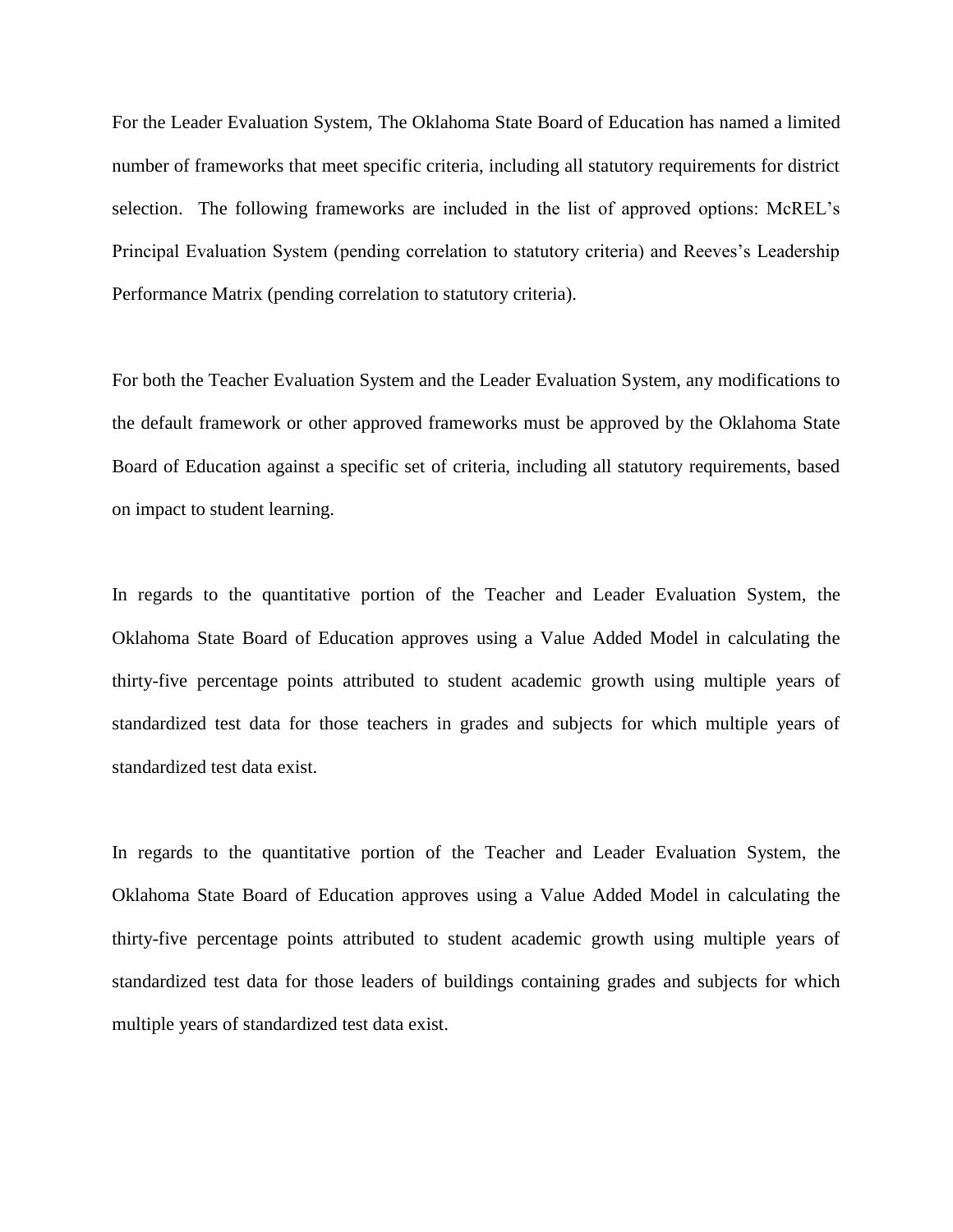For the Leader Evaluation System, The Oklahoma State Board of Education has named a limited number of frameworks that meet specific criteria, including all statutory requirements for district selection. The following frameworks are included in the list of approved options: McREL's Principal Evaluation System (pending correlation to statutory criteria) and Reeves's Leadership Performance Matrix (pending correlation to statutory criteria).

For both the Teacher Evaluation System and the Leader Evaluation System, any modifications to the default framework or other approved frameworks must be approved by the Oklahoma State Board of Education against a specific set of criteria, including all statutory requirements, based on impact to student learning.

In regards to the quantitative portion of the Teacher and Leader Evaluation System, the Oklahoma State Board of Education approves using a Value Added Model in calculating the thirty-five percentage points attributed to student academic growth using multiple years of standardized test data for those teachers in grades and subjects for which multiple years of standardized test data exist.

In regards to the quantitative portion of the Teacher and Leader Evaluation System, the Oklahoma State Board of Education approves using a Value Added Model in calculating the thirty-five percentage points attributed to student academic growth using multiple years of standardized test data for those leaders of buildings containing grades and subjects for which multiple years of standardized test data exist.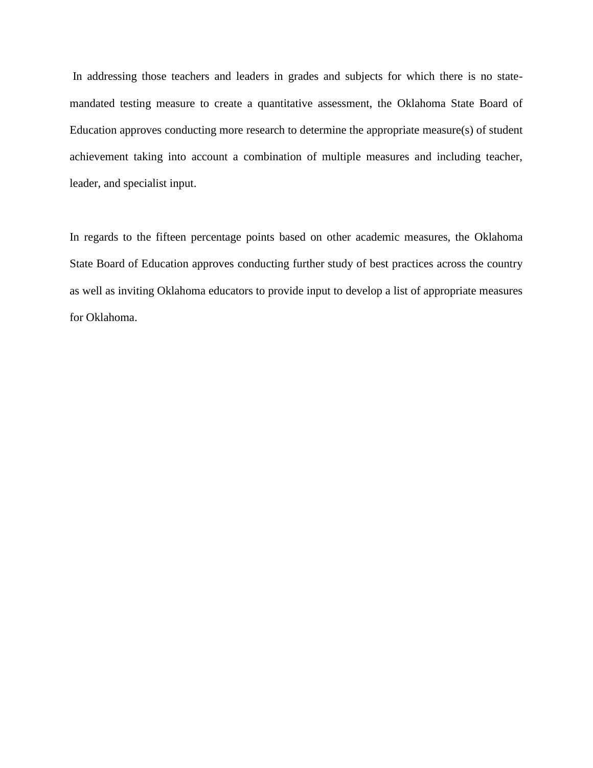In addressing those teachers and leaders in grades and subjects for which there is no state-mandated testing measure to create a quantitative assessment, the Oklahoma State Board of Education approves conducting more research to determine the appropriate measure(s) of student achievement taking into account a combination of multiple measures and including teacher, leader, and specialist input.

In regards to the fifteen percentage points based on other academic measures, the Oklahoma State Board of Education approves conducting further study of best practices across the country as well as inviting Oklahoma educators to provide input to develop a list of appropriate measures for Oklahoma.